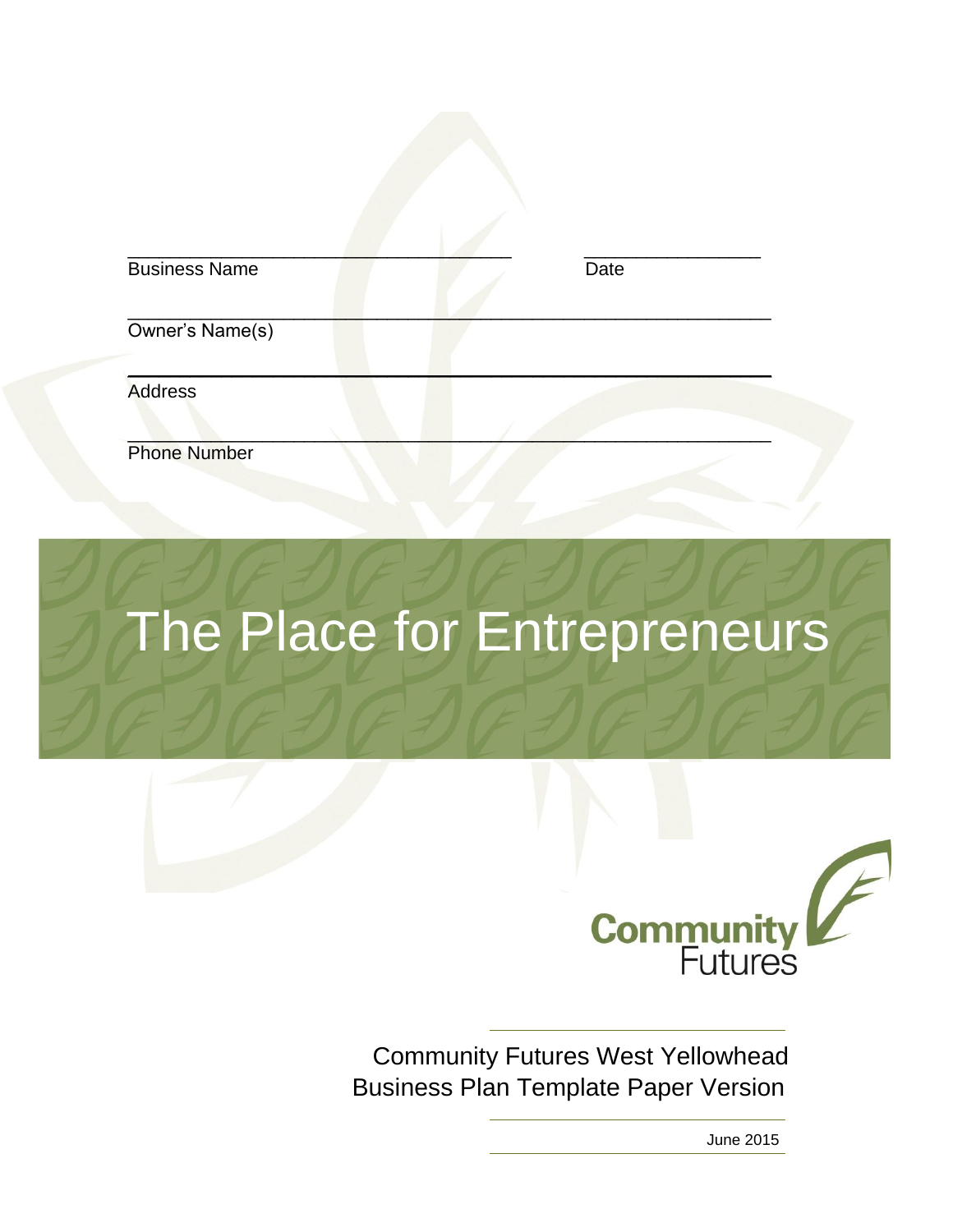\_\_\_\_\_\_\_\_\_\_\_\_\_\_\_\_\_\_\_\_\_\_\_\_\_\_\_\_\_\_\_\_\_\_\_\_\_\_ \_\_\_\_\_\_\_\_\_\_\_\_\_\_\_\_\_\_\_\_

Business Name Date

\_\_\_\_\_\_\_\_\_\_\_\_\_\_\_\_\_\_\_\_\_\_\_\_\_\_\_\_\_\_\_\_\_\_\_\_\_\_\_\_\_\_\_\_\_\_\_\_\_\_\_\_\_\_\_\_\_\_\_\_\_\_

Owner's Name(s)

\_\_\_\_\_\_\_\_\_\_\_\_\_\_\_\_\_\_\_\_\_\_\_\_\_\_\_\_\_\_\_\_\_\_\_\_\_\_\_\_\_\_\_\_\_\_\_\_\_\_\_\_\_\_\_\_\_\_\_\_\_\_

Address

\_\_\_\_\_\_\_\_\_\_\_\_\_\_\_\_\_\_\_\_\_\_\_\_\_\_\_\_\_\_\_\_\_\_\_\_\_\_\_\_\_\_\_\_\_\_\_\_\_\_\_\_\_\_\_\_\_\_\_\_\_\_

Phone Number

# The Place for Entrepreneurs

**Community** Futures

Community Futures West Yellowhead
Business Plan Template Paper Version

June 2015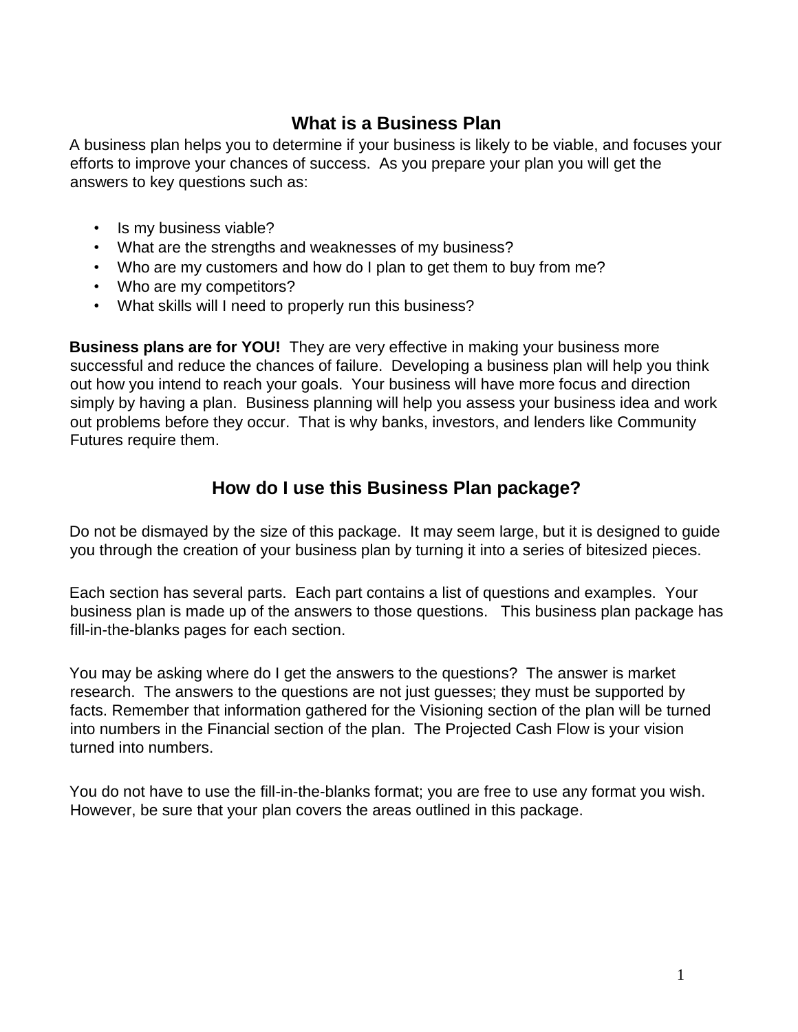## What is a Business Plan

A business plan helps you to determine if your business is likely to be viable, and focuses your efforts to improve your chances of success. As you prepare your plan you will get the answers to key questions such as:

- Is my business viable?
- What are the strengths and weaknesses of my business?
- Who are my customers and how do I plan to get them to buy from me?
- Who are my competitors?
- What skills will I need to properly run this business?

**Business plans are for YOU!** They are very effective in making your business more successful and reduce the chances of failure. Developing a business plan will help you think out how you intend to reach your goals. Your business will have more focus and direction simply by having a plan. Business planning will help you assess your business idea and work out problems before they occur. That is why banks, investors, and lenders like Community Futures require them.

## How do I use this Business Plan package?

Do not be dismayed by the size of this package. It may seem large, but it is designed to guide you through the creation of your business plan by turning it into a series of bitesized pieces.

Each section has several parts. Each part contains a list of questions and examples. Your business plan is made up of the answers to those questions. This business plan package has fill-in-the-blanks pages for each section.

You may be asking where do I get the answers to the questions? The answer is market research. The answers to the questions are not just guesses; they must be supported by facts. Remember that information gathered for the Visioning section of the plan will be turned into numbers in the Financial section of the plan. The Projected Cash Flow is your vision turned into numbers.

You do not have to use the fill-in-the-blanks format; you are free to use any format you wish. However, be sure that your plan covers the areas outlined in this package.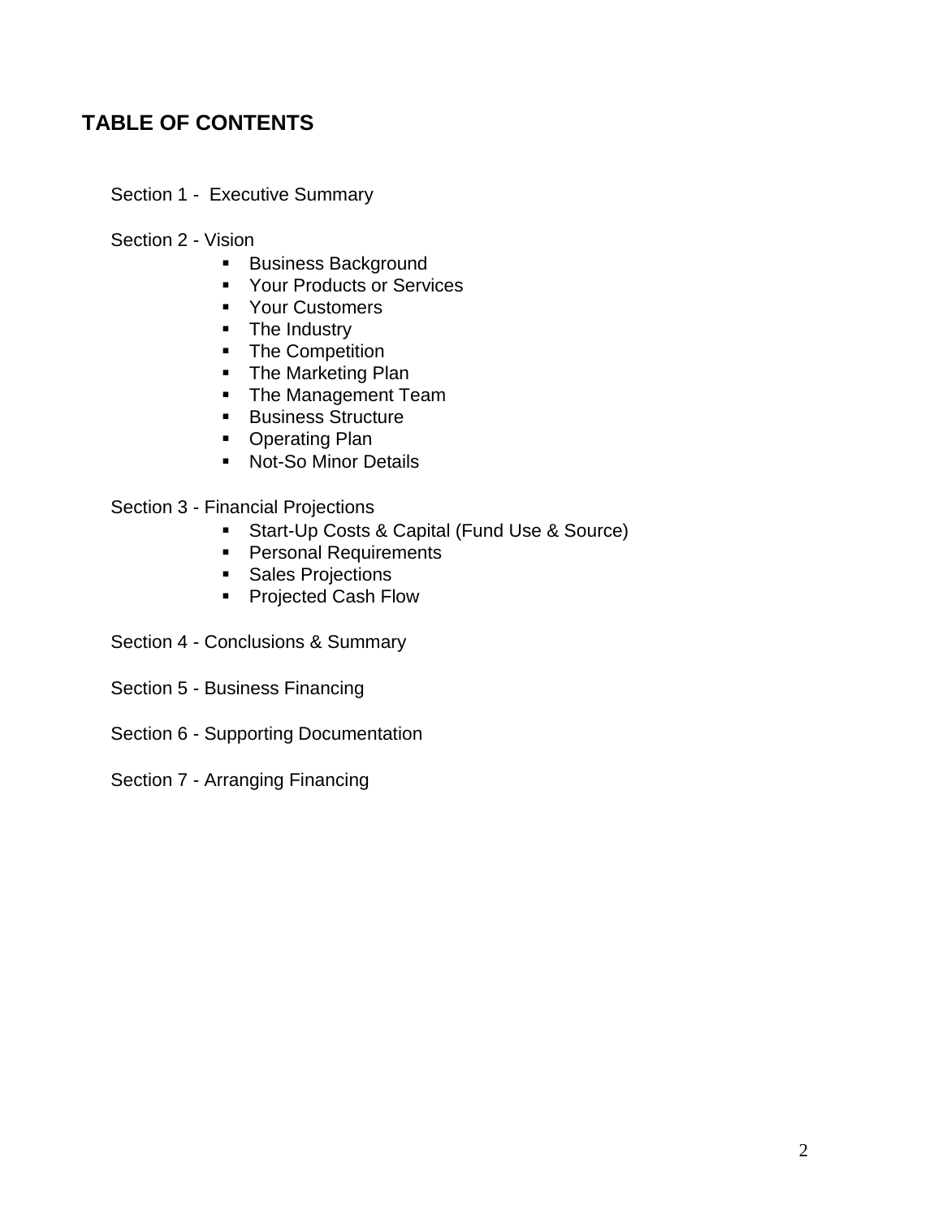## TABLE OF CONTENTS

Section 1 - Executive Summary

Section 2 - Vision

- Business Background
- Your Products or Services
- Your Customers
- The Industry
- The Competition
- The Marketing Plan
- The Management Team
- Business Structure
- Operating Plan
- Not-So Minor Details

Section 3 - Financial Projections

- Start-Up Costs & Capital (Fund Use & Source)
- Personal Requirements
- Sales Projections
- Projected Cash Flow

Section 4 - Conclusions & Summary

Section 5 - Business Financing

Section 6 - Supporting Documentation

Section 7 - Arranging Financing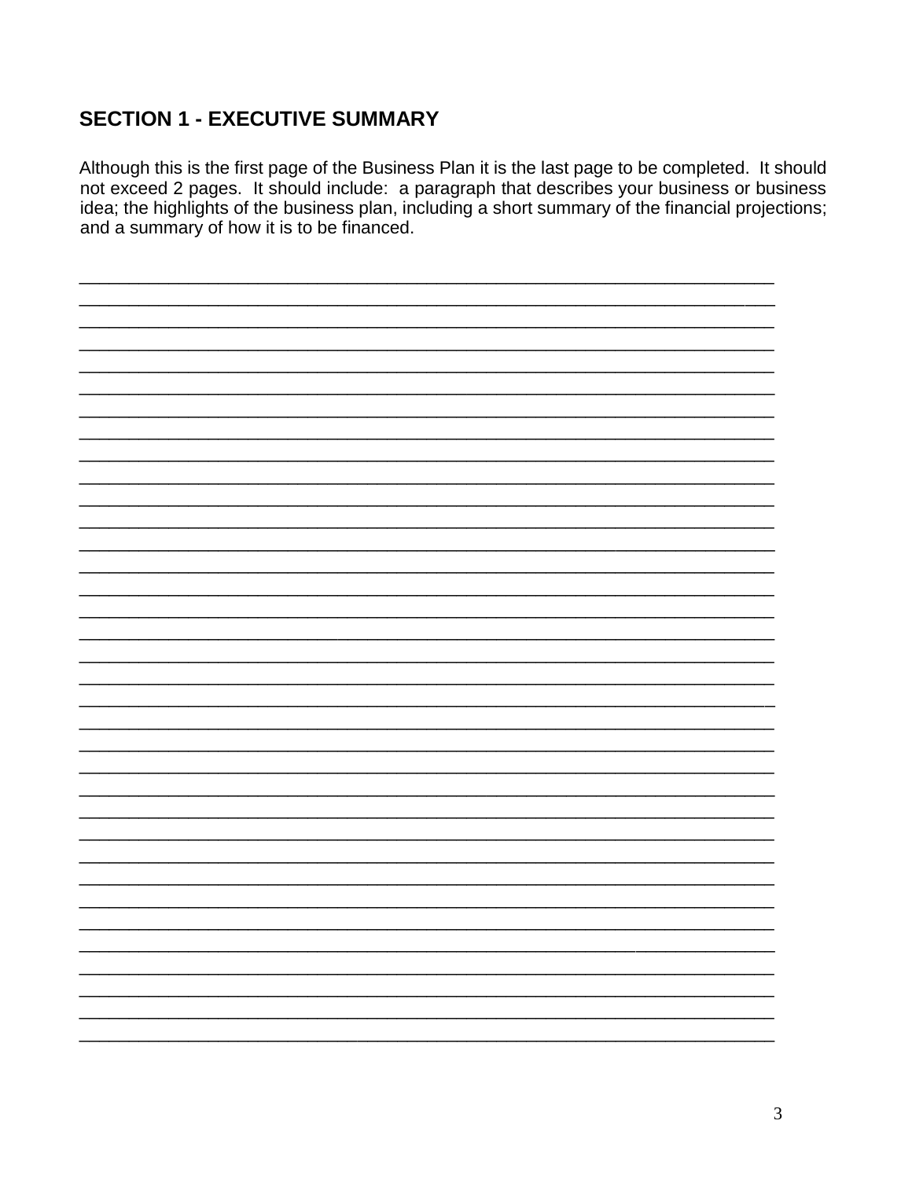## SECTION 1 - EXECUTIVE SUMMARY

Although this is the first page of the Business Plan it is the last page to be completed. It should not exceed 2 pages. It should include: a paragraph that describes your business or business idea; the highlights of the business plan, including a short summary of the financial projections; and a summary of how it is to be financed.

______________________________________________________________________
______________________________________________________________________
______________________________________________________________________
______________________________________________________________________
______________________________________________________________________
______________________________________________________________________
______________________________________________________________________
______________________________________________________________________
______________________________________________________________________
______________________________________________________________________
______________________________________________________________________
______________________________________________________________________
______________________________________________________________________
______________________________________________________________________
______________________________________________________________________
______________________________________________________________________
______________________________________________________________________
______________________________________________________________________
______________________________________________________________________
______________________________________________________________________
______________________________________________________________________
______________________________________________________________________
______________________________________________________________________
______________________________________________________________________
______________________________________________________________________
______________________________________________________________________
______________________________________________________________________
______________________________________________________________________
______________________________________________________________________
______________________________________________________________________
______________________________________________________________________
______________________________________________________________________
______________________________________________________________________
______________________________________________________________________
______________________________________________________________________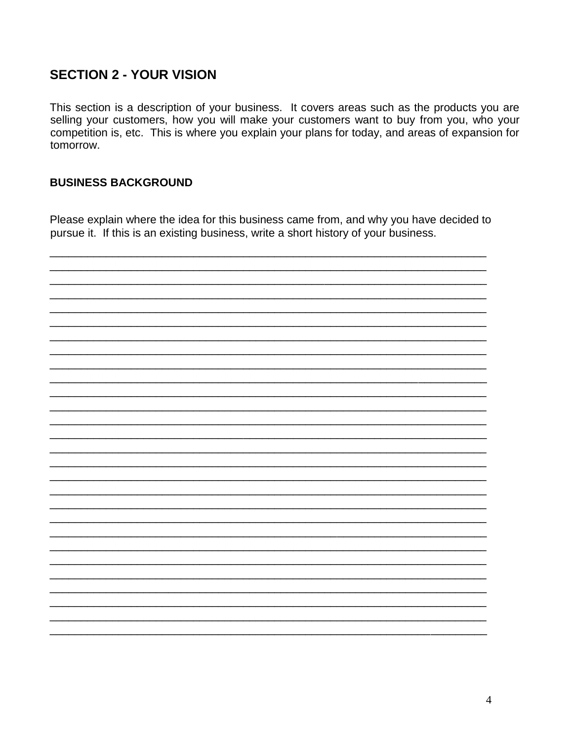## SECTION 2 - YOUR VISION

This section is a description of your business. It covers areas such as the products you are selling your customers, how you will make your customers want to buy from you, who your competition is, etc. This is where you explain your plans for today, and areas of expansion for tomorrow.

### BUSINESS BACKGROUND

Please explain where the idea for this business came from, and why you have decided to pursue it. If this is an existing business, write a short history of your business.

______________________________________________________________________________
______________________________________________________________________________
______________________________________________________________________________
______________________________________________________________________________
______________________________________________________________________________
______________________________________________________________________________
______________________________________________________________________________
______________________________________________________________________________
______________________________________________________________________________
______________________________________________________________________________
______________________________________________________________________________
______________________________________________________________________________
______________________________________________________________________________
______________________________________________________________________________
______________________________________________________________________________
______________________________________________________________________________
______________________________________________________________________________
______________________________________________________________________________
______________________________________________________________________________
______________________________________________________________________________
______________________________________________________________________________
______________________________________________________________________________
______________________________________________________________________________
______________________________________________________________________________
______________________________________________________________________________
______________________________________________________________________________
______________________________________________________________________________
______________________________________________________________________________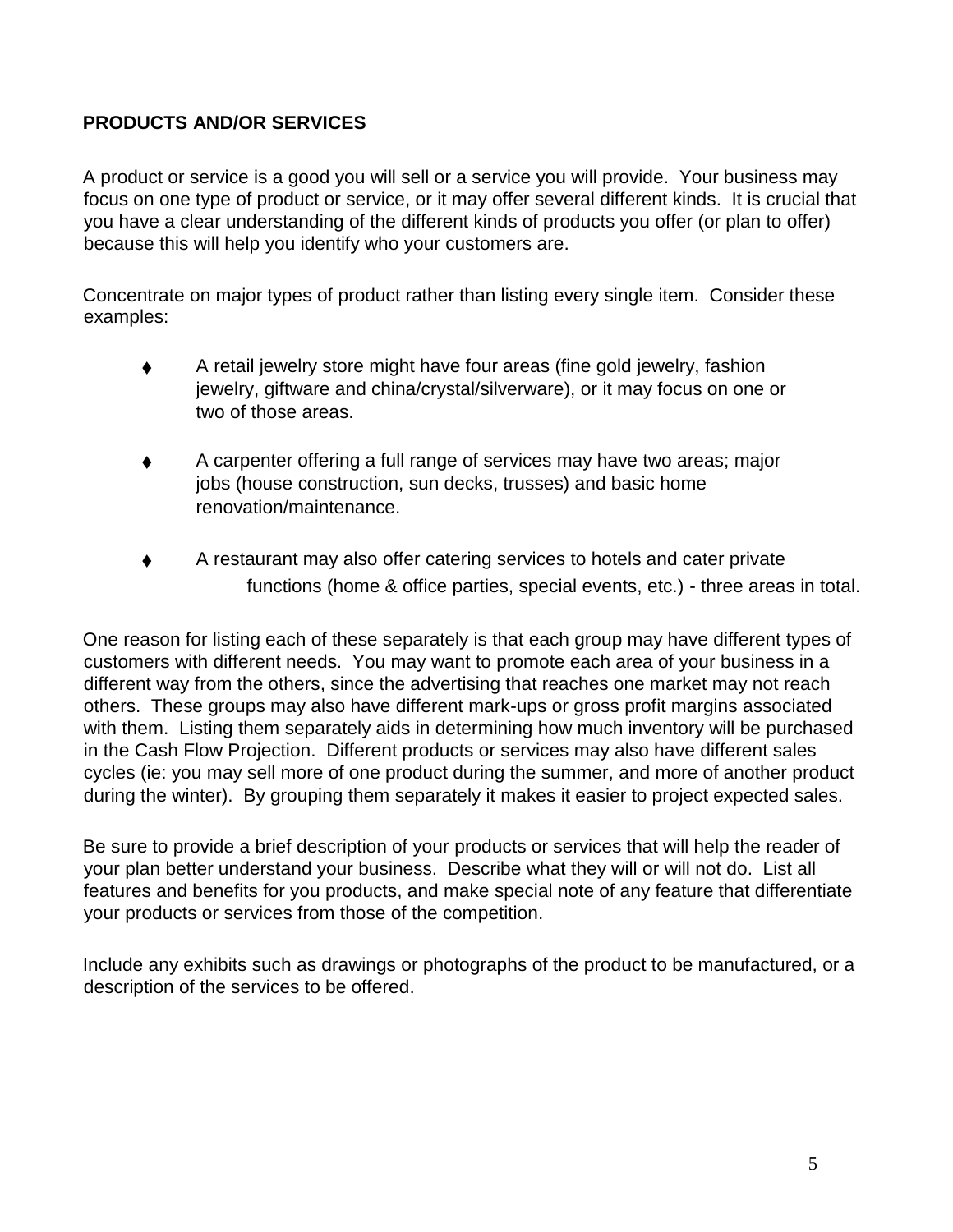## PRODUCTS AND/OR SERVICES

A product or service is a good you will sell or a service you will provide. Your business may focus on one type of product or service, or it may offer several different kinds. It is crucial that you have a clear understanding of the different kinds of products you offer (or plan to offer) because this will help you identify who your customers are.

Concentrate on major types of product rather than listing every single item. Consider these examples:

- A retail jewelry store might have four areas (fine gold jewelry, fashion jewelry, giftware and china/crystal/silverware), or it may focus on one or two of those areas.
- A carpenter offering a full range of services may have two areas; major jobs (house construction, sun decks, trusses) and basic home renovation/maintenance.
- A restaurant may also offer catering services to hotels and cater private functions (home & office parties, special events, etc.) - three areas in total.

One reason for listing each of these separately is that each group may have different types of customers with different needs. You may want to promote each area of your business in a different way from the others, since the advertising that reaches one market may not reach others. These groups may also have different mark-ups or gross profit margins associated with them. Listing them separately aids in determining how much inventory will be purchased in the Cash Flow Projection. Different products or services may also have different sales cycles (ie: you may sell more of one product during the summer, and more of another product during the winter). By grouping them separately it makes it easier to project expected sales.

Be sure to provide a brief description of your products or services that will help the reader of your plan better understand your business. Describe what they will or will not do. List all features and benefits for you products, and make special note of any feature that differentiate your products or services from those of the competition.

Include any exhibits such as drawings or photographs of the product to be manufactured, or a description of the services to be offered.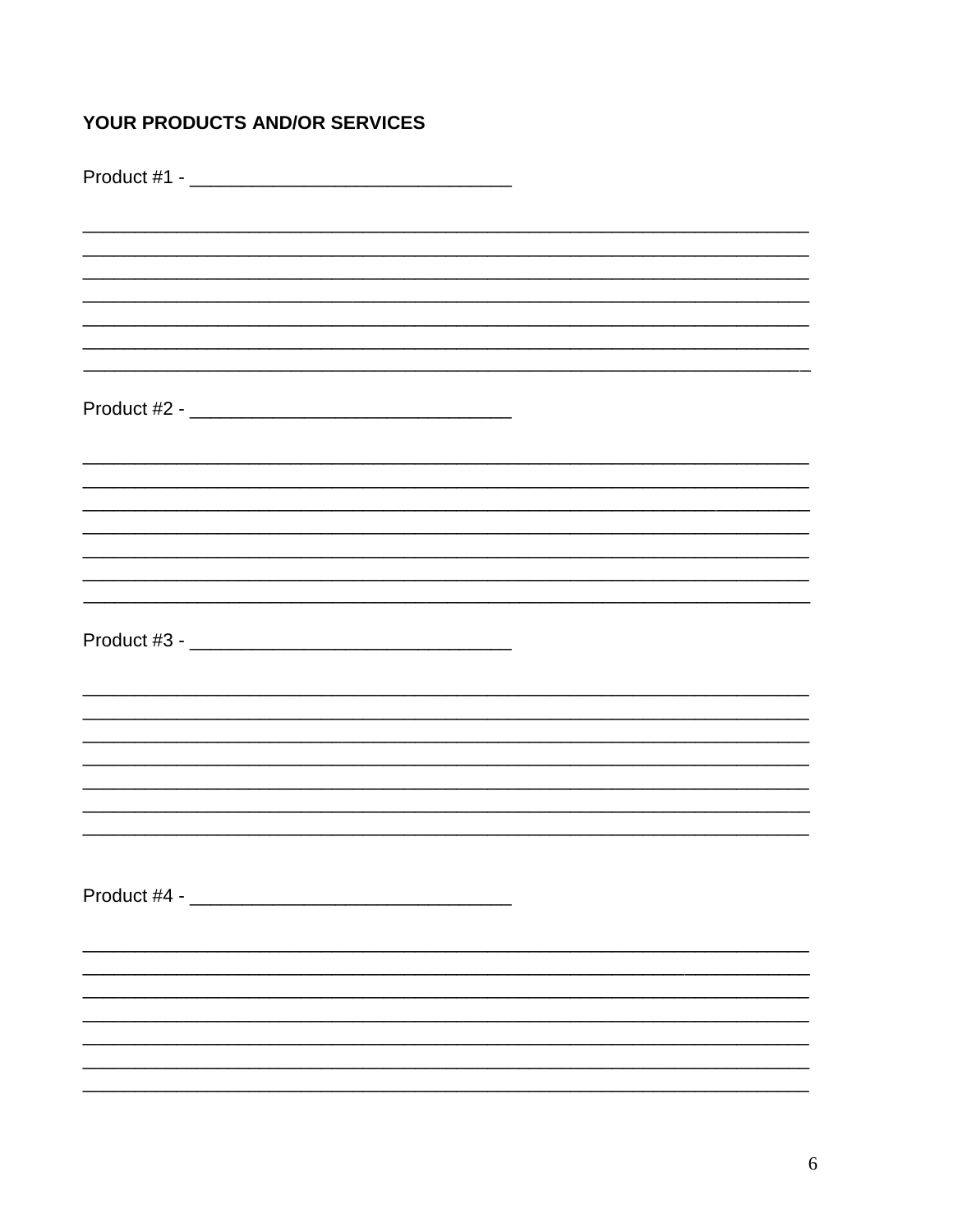**YOUR PRODUCTS AND/OR SERVICES**

Product #1 - ______________________________

__________________________________________________________________________
__________________________________________________________________________
__________________________________________________________________________
__________________________________________________________________________
__________________________________________________________________________
__________________________________________________________________________
__________________________________________________________________________

Product #2 - ______________________________

__________________________________________________________________________
__________________________________________________________________________
__________________________________________________________________________
__________________________________________________________________________
__________________________________________________________________________
__________________________________________________________________________
__________________________________________________________________________

Product #3 - ______________________________

__________________________________________________________________________
__________________________________________________________________________
__________________________________________________________________________
__________________________________________________________________________
__________________________________________________________________________
__________________________________________________________________________
__________________________________________________________________________

Product #4 - ______________________________

__________________________________________________________________________
__________________________________________________________________________
__________________________________________________________________________
__________________________________________________________________________
__________________________________________________________________________
__________________________________________________________________________
__________________________________________________________________________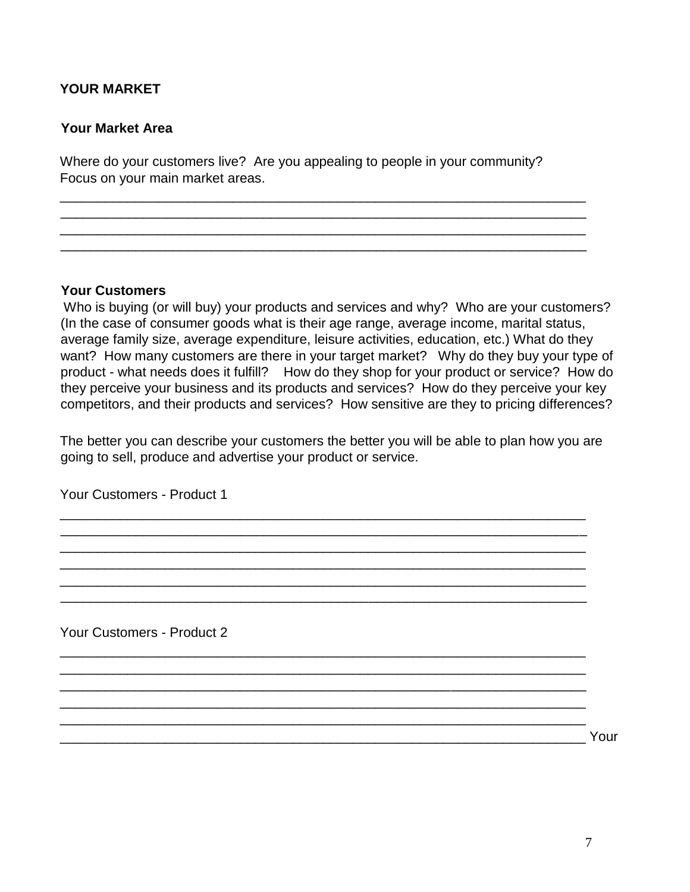**YOUR MARKET**

**Your Market Area**

Where do your customers live? Are you appealing to people in your community? Focus on your main market areas.

______________________________________________________________________
______________________________________________________________________
______________________________________________________________________
______________________________________________________________________

**Your Customers**

Who is buying (or will buy) your products and services and why? Who are your customers? (In the case of consumer goods what is their age range, average income, marital status, average family size, average expenditure, leisure activities, education, etc.) What do they want? How many customers are there in your target market? Why do they buy your type of product - what needs does it fulfill? How do they shop for your product or service? How do they perceive your business and its products and services? How do they perceive your key competitors, and their products and services? How sensitive are they to pricing differences?

The better you can describe your customers the better you will be able to plan how you are going to sell, produce and advertise your product or service.

Your Customers - Product 1

______________________________________________________________________
______________________________________________________________________
______________________________________________________________________
______________________________________________________________________
______________________________________________________________________
______________________________________________________________________

Your Customers - Product 2

______________________________________________________________________
______________________________________________________________________
______________________________________________________________________
______________________________________________________________________
______________________________________________________________________
______________________________________________________________________ Your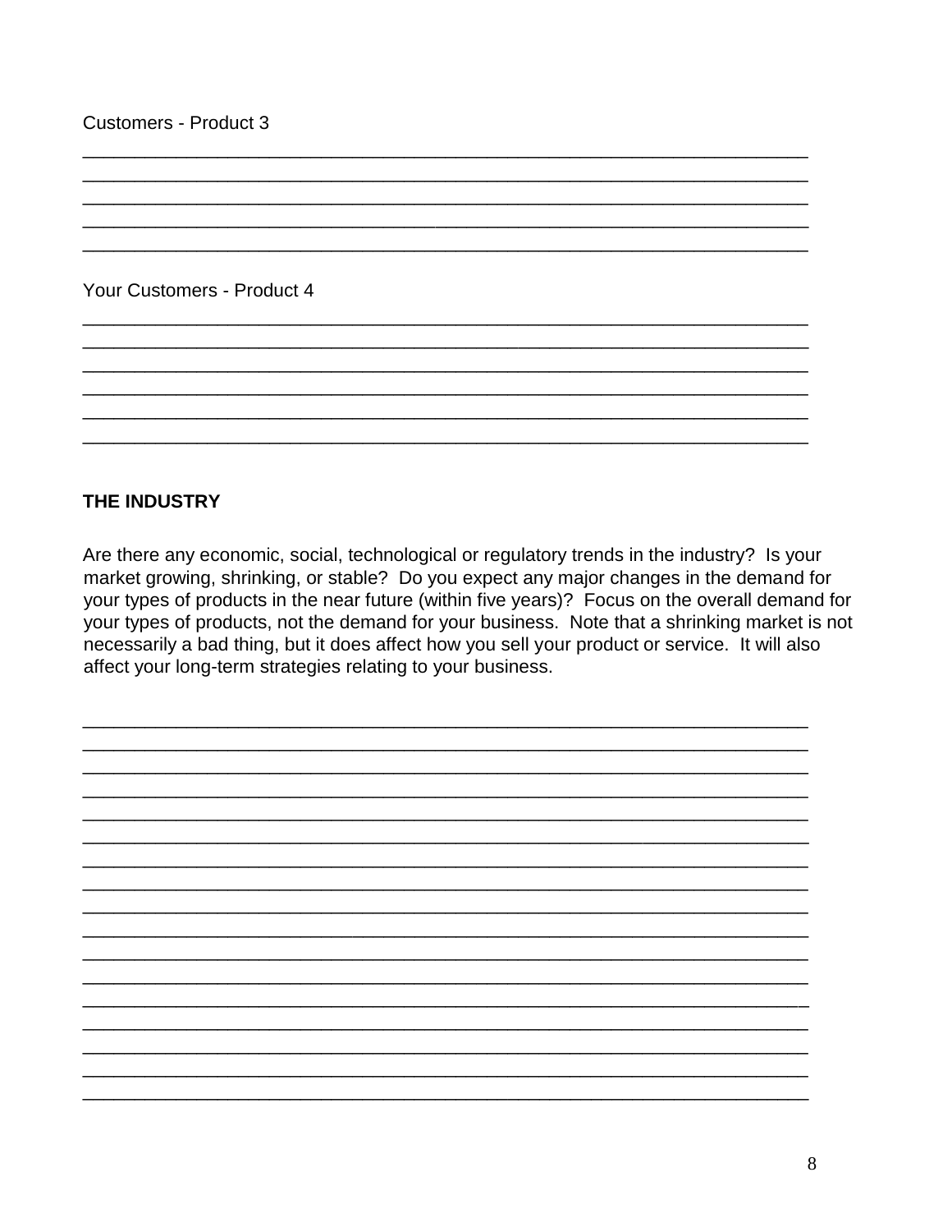Customers - Product 3

\_\_\_\_\_\_\_\_\_\_\_\_\_\_\_\_\_\_\_\_\_\_\_\_\_\_\_\_\_\_\_\_\_\_\_\_\_\_\_\_\_\_\_\_\_\_\_\_\_\_\_\_\_\_\_\_\_\_\_\_\_\_\_\_\_\_\_\_\_\_
\_\_\_\_\_\_\_\_\_\_\_\_\_\_\_\_\_\_\_\_\_\_\_\_\_\_\_\_\_\_\_\_\_\_\_\_\_\_\_\_\_\_\_\_\_\_\_\_\_\_\_\_\_\_\_\_\_\_\_\_\_\_\_\_\_\_\_\_\_\_
\_\_\_\_\_\_\_\_\_\_\_\_\_\_\_\_\_\_\_\_\_\_\_\_\_\_\_\_\_\_\_\_\_\_\_\_\_\_\_\_\_\_\_\_\_\_\_\_\_\_\_\_\_\_\_\_\_\_\_\_\_\_\_\_\_\_\_\_\_\_
\_\_\_\_\_\_\_\_\_\_\_\_\_\_\_\_\_\_\_\_\_\_\_\_\_\_\_\_\_\_\_\_\_\_\_\_\_\_\_\_\_\_\_\_\_\_\_\_\_\_\_\_\_\_\_\_\_\_\_\_\_\_\_\_\_\_\_\_\_\_
\_\_\_\_\_\_\_\_\_\_\_\_\_\_\_\_\_\_\_\_\_\_\_\_\_\_\_\_\_\_\_\_\_\_\_\_\_\_\_\_\_\_\_\_\_\_\_\_\_\_\_\_\_\_\_\_\_\_\_\_\_\_\_\_\_\_\_\_\_\_

Your Customers - Product 4

\_\_\_\_\_\_\_\_\_\_\_\_\_\_\_\_\_\_\_\_\_\_\_\_\_\_\_\_\_\_\_\_\_\_\_\_\_\_\_\_\_\_\_\_\_\_\_\_\_\_\_\_\_\_\_\_\_\_\_\_\_\_\_\_\_\_\_\_\_\_
\_\_\_\_\_\_\_\_\_\_\_\_\_\_\_\_\_\_\_\_\_\_\_\_\_\_\_\_\_\_\_\_\_\_\_\_\_\_\_\_\_\_\_\_\_\_\_\_\_\_\_\_\_\_\_\_\_\_\_\_\_\_\_\_\_\_\_\_\_\_
\_\_\_\_\_\_\_\_\_\_\_\_\_\_\_\_\_\_\_\_\_\_\_\_\_\_\_\_\_\_\_\_\_\_\_\_\_\_\_\_\_\_\_\_\_\_\_\_\_\_\_\_\_\_\_\_\_\_\_\_\_\_\_\_\_\_\_\_\_\_
\_\_\_\_\_\_\_\_\_\_\_\_\_\_\_\_\_\_\_\_\_\_\_\_\_\_\_\_\_\_\_\_\_\_\_\_\_\_\_\_\_\_\_\_\_\_\_\_\_\_\_\_\_\_\_\_\_\_\_\_\_\_\_\_\_\_\_\_\_\_
\_\_\_\_\_\_\_\_\_\_\_\_\_\_\_\_\_\_\_\_\_\_\_\_\_\_\_\_\_\_\_\_\_\_\_\_\_\_\_\_\_\_\_\_\_\_\_\_\_\_\_\_\_\_\_\_\_\_\_\_\_\_\_\_\_\_\_\_\_\_
\_\_\_\_\_\_\_\_\_\_\_\_\_\_\_\_\_\_\_\_\_\_\_\_\_\_\_\_\_\_\_\_\_\_\_\_\_\_\_\_\_\_\_\_\_\_\_\_\_\_\_\_\_\_\_\_\_\_\_\_\_\_\_\_\_\_\_\_\_\_

**THE INDUSTRY**

Are there any economic, social, technological or regulatory trends in the industry? Is your market growing, shrinking, or stable? Do you expect any major changes in the demand for your types of products in the near future (within five years)? Focus on the overall demand for your types of products, not the demand for your business. Note that a shrinking market is not necessarily a bad thing, but it does affect how you sell your product or service. It will also affect your long-term strategies relating to your business.

\_\_\_\_\_\_\_\_\_\_\_\_\_\_\_\_\_\_\_\_\_\_\_\_\_\_\_\_\_\_\_\_\_\_\_\_\_\_\_\_\_\_\_\_\_\_\_\_\_\_\_\_\_\_\_\_\_\_\_\_\_\_\_\_\_\_\_\_\_\_
\_\_\_\_\_\_\_\_\_\_\_\_\_\_\_\_\_\_\_\_\_\_\_\_\_\_\_\_\_\_\_\_\_\_\_\_\_\_\_\_\_\_\_\_\_\_\_\_\_\_\_\_\_\_\_\_\_\_\_\_\_\_\_\_\_\_\_\_\_\_
\_\_\_\_\_\_\_\_\_\_\_\_\_\_\_\_\_\_\_\_\_\_\_\_\_\_\_\_\_\_\_\_\_\_\_\_\_\_\_\_\_\_\_\_\_\_\_\_\_\_\_\_\_\_\_\_\_\_\_\_\_\_\_\_\_\_\_\_\_\_
\_\_\_\_\_\_\_\_\_\_\_\_\_\_\_\_\_\_\_\_\_\_\_\_\_\_\_\_\_\_\_\_\_\_\_\_\_\_\_\_\_\_\_\_\_\_\_\_\_\_\_\_\_\_\_\_\_\_\_\_\_\_\_\_\_\_\_\_\_\_
\_\_\_\_\_\_\_\_\_\_\_\_\_\_\_\_\_\_\_\_\_\_\_\_\_\_\_\_\_\_\_\_\_\_\_\_\_\_\_\_\_\_\_\_\_\_\_\_\_\_\_\_\_\_\_\_\_\_\_\_\_\_\_\_\_\_\_\_\_\_
\_\_\_\_\_\_\_\_\_\_\_\_\_\_\_\_\_\_\_\_\_\_\_\_\_\_\_\_\_\_\_\_\_\_\_\_\_\_\_\_\_\_\_\_\_\_\_\_\_\_\_\_\_\_\_\_\_\_\_\_\_\_\_\_\_\_\_\_\_\_
\_\_\_\_\_\_\_\_\_\_\_\_\_\_\_\_\_\_\_\_\_\_\_\_\_\_\_\_\_\_\_\_\_\_\_\_\_\_\_\_\_\_\_\_\_\_\_\_\_\_\_\_\_\_\_\_\_\_\_\_\_\_\_\_\_\_\_\_\_\_
\_\_\_\_\_\_\_\_\_\_\_\_\_\_\_\_\_\_\_\_\_\_\_\_\_\_\_\_\_\_\_\_\_\_\_\_\_\_\_\_\_\_\_\_\_\_\_\_\_\_\_\_\_\_\_\_\_\_\_\_\_\_\_\_\_\_\_\_\_\_
\_\_\_\_\_\_\_\_\_\_\_\_\_\_\_\_\_\_\_\_\_\_\_\_\_\_\_\_\_\_\_\_\_\_\_\_\_\_\_\_\_\_\_\_\_\_\_\_\_\_\_\_\_\_\_\_\_\_\_\_\_\_\_\_\_\_\_\_\_\_
\_\_\_\_\_\_\_\_\_\_\_\_\_\_\_\_\_\_\_\_\_\_\_\_\_\_\_\_\_\_\_\_\_\_\_\_\_\_\_\_\_\_\_\_\_\_\_\_\_\_\_\_\_\_\_\_\_\_\_\_\_\_\_\_\_\_\_\_\_\_
\_\_\_\_\_\_\_\_\_\_\_\_\_\_\_\_\_\_\_\_\_\_\_\_\_\_\_\_\_\_\_\_\_\_\_\_\_\_\_\_\_\_\_\_\_\_\_\_\_\_\_\_\_\_\_\_\_\_\_\_\_\_\_\_\_\_\_\_\_\_
\_\_\_\_\_\_\_\_\_\_\_\_\_\_\_\_\_\_\_\_\_\_\_\_\_\_\_\_\_\_\_\_\_\_\_\_\_\_\_\_\_\_\_\_\_\_\_\_\_\_\_\_\_\_\_\_\_\_\_\_\_\_\_\_\_\_\_\_\_\_
\_\_\_\_\_\_\_\_\_\_\_\_\_\_\_\_\_\_\_\_\_\_\_\_\_\_\_\_\_\_\_\_\_\_\_\_\_\_\_\_\_\_\_\_\_\_\_\_\_\_\_\_\_\_\_\_\_\_\_\_\_\_\_\_\_\_\_\_\_\_
\_\_\_\_\_\_\_\_\_\_\_\_\_\_\_\_\_\_\_\_\_\_\_\_\_\_\_\_\_\_\_\_\_\_\_\_\_\_\_\_\_\_\_\_\_\_\_\_\_\_\_\_\_\_\_\_\_\_\_\_\_\_\_\_\_\_\_\_\_\_
\_\_\_\_\_\_\_\_\_\_\_\_\_\_\_\_\_\_\_\_\_\_\_\_\_\_\_\_\_\_\_\_\_\_\_\_\_\_\_\_\_\_\_\_\_\_\_\_\_\_\_\_\_\_\_\_\_\_\_\_\_\_\_\_\_\_\_\_\_\_
\_\_\_\_\_\_\_\_\_\_\_\_\_\_\_\_\_\_\_\_\_\_\_\_\_\_\_\_\_\_\_\_\_\_\_\_\_\_\_\_\_\_\_\_\_\_\_\_\_\_\_\_\_\_\_\_\_\_\_\_\_\_\_\_\_\_\_\_\_\_
\_\_\_\_\_\_\_\_\_\_\_\_\_\_\_\_\_\_\_\_\_\_\_\_\_\_\_\_\_\_\_\_\_\_\_\_\_\_\_\_\_\_\_\_\_\_\_\_\_\_\_\_\_\_\_\_\_\_\_\_\_\_\_\_\_\_\_\_\_\_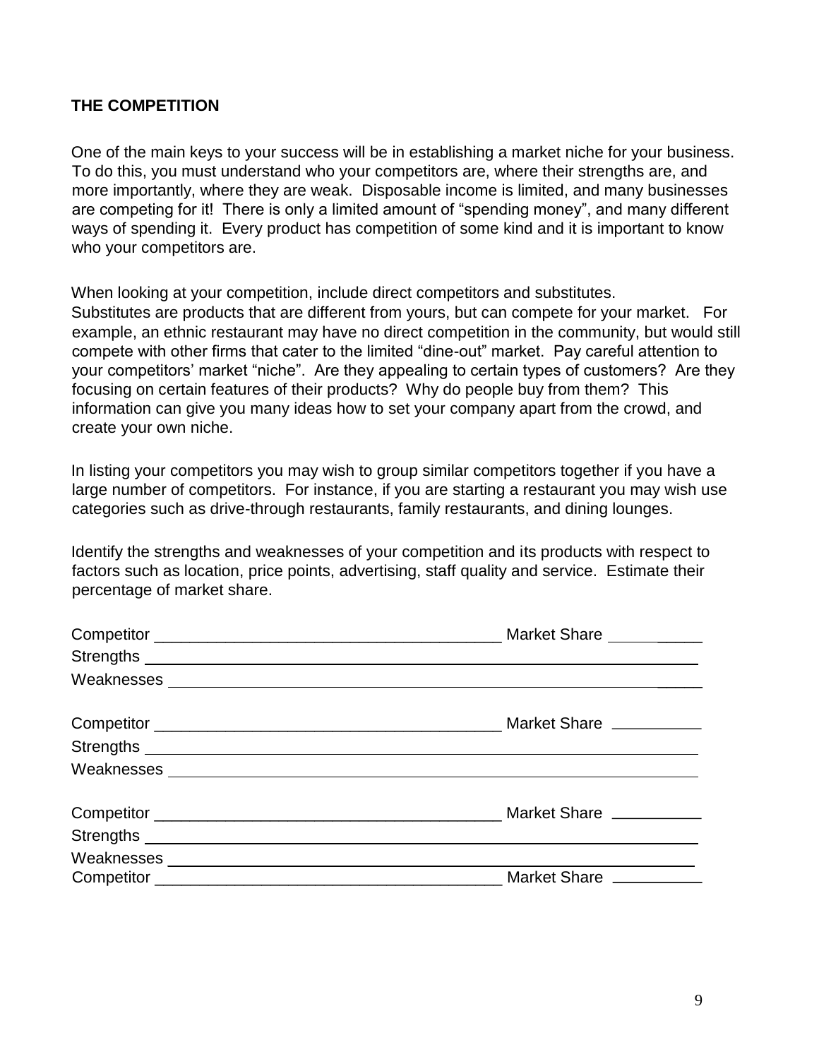**THE COMPETITION**

One of the main keys to your success will be in establishing a market niche for your business. To do this, you must understand who your competitors are, where their strengths are, and more importantly, where they are weak. Disposable income is limited, and many businesses are competing for it! There is only a limited amount of "spending money", and many different ways of spending it. Every product has competition of some kind and it is important to know who your competitors are.

When looking at your competition, include direct competitors and substitutes. Substitutes are products that are different from yours, but can compete for your market. For example, an ethnic restaurant may have no direct competition in the community, but would still compete with other firms that cater to the limited "dine-out" market. Pay careful attention to your competitors' market "niche". Are they appealing to certain types of customers? Are they focusing on certain features of their products? Why do people buy from them? This information can give you many ideas how to set your company apart from the crowd, and create your own niche.

In listing your competitors you may wish to group similar competitors together if you have a large number of competitors. For instance, if you are starting a restaurant you may wish use categories such as drive-through restaurants, family restaurants, and dining lounges.

Identify the strengths and weaknesses of your competition and its products with respect to factors such as location, price points, advertising, staff quality and service. Estimate their percentage of market share.

Competitor ______________________________________ Market Share __________
Strengths ______________________________________________________________
Weaknesses ____________________________________________________________

Competitor ______________________________________ Market Share __________
Strengths ______________________________________________________________
Weaknesses ____________________________________________________________

Competitor ______________________________________ Market Share __________
Strengths ______________________________________________________________
Weaknesses ____________________________________________________________
Competitor ______________________________________ Market Share __________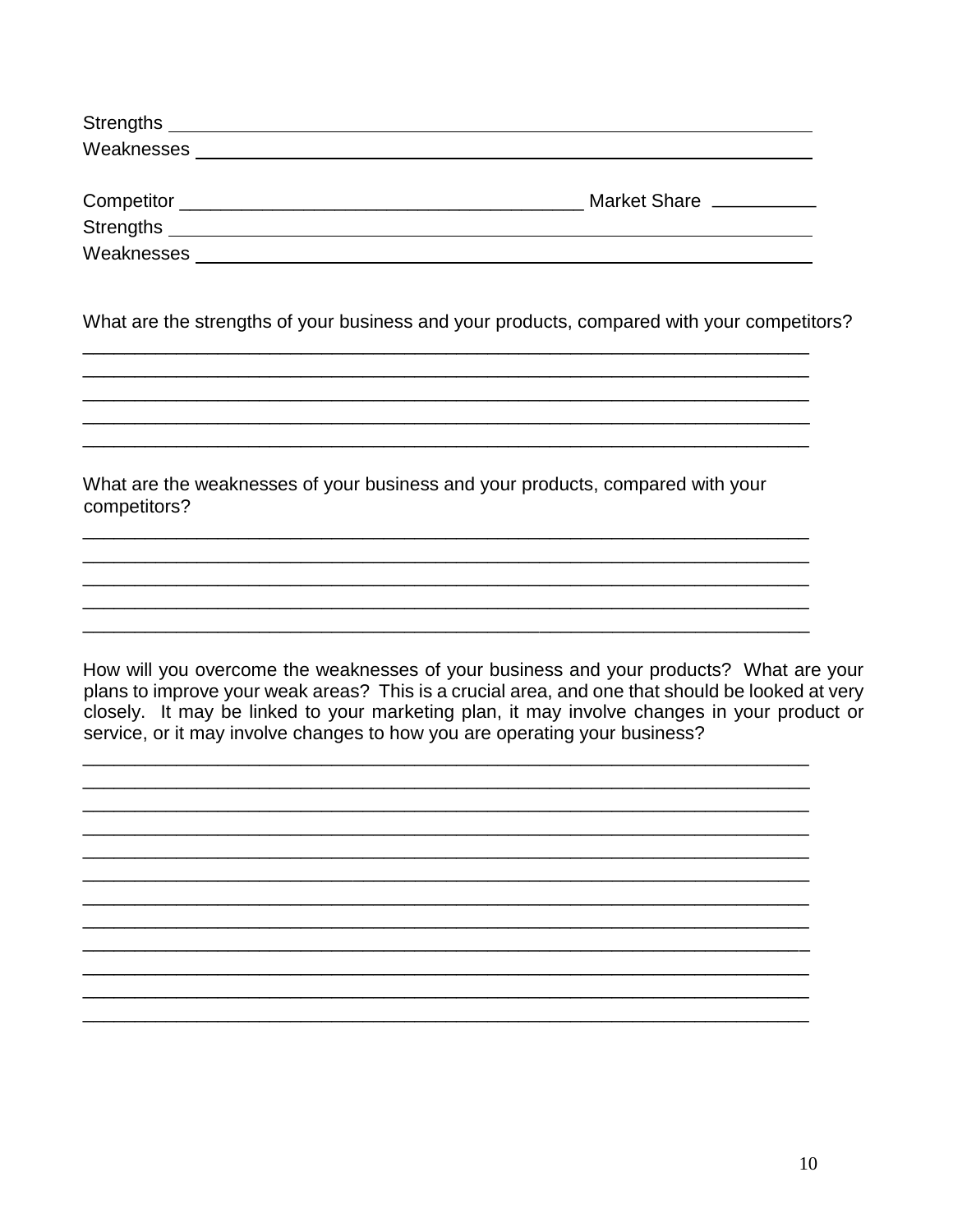Strengths ___________________________________________________________

Weaknesses _________________________________________________________

Competitor _______________________________________ Market Share __________

Strengths ___________________________________________________________

Weaknesses _________________________________________________________

What are the strengths of your business and your products, compared with your competitors?

_________________________________________________________________________
_________________________________________________________________________
_________________________________________________________________________
_________________________________________________________________________
_________________________________________________________________________

What are the weaknesses of your business and your products, compared with your competitors?

_________________________________________________________________________
_________________________________________________________________________
_________________________________________________________________________
_________________________________________________________________________
_________________________________________________________________________

How will you overcome the weaknesses of your business and your products? What are your plans to improve your weak areas? This is a crucial area, and one that should be looked at very closely. It may be linked to your marketing plan, it may involve changes in your product or service, or it may involve changes to how you are operating your business?

_________________________________________________________________________
_________________________________________________________________________
_________________________________________________________________________
_________________________________________________________________________
_________________________________________________________________________
_________________________________________________________________________
_________________________________________________________________________
_________________________________________________________________________
_________________________________________________________________________
_________________________________________________________________________
_________________________________________________________________________
_________________________________________________________________________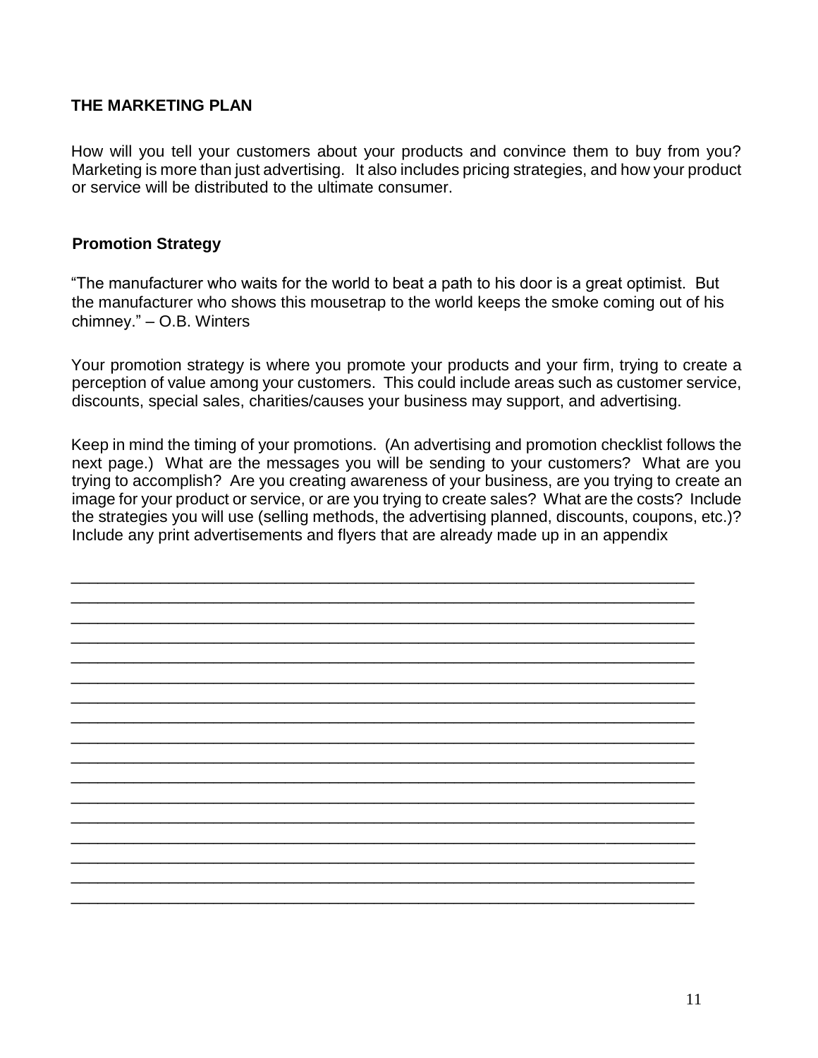### THE MARKETING PLAN

How will you tell your customers about your products and convince them to buy from you? Marketing is more than just advertising. It also includes pricing strategies, and how your product or service will be distributed to the ultimate consumer.

#### Promotion Strategy

"The manufacturer who waits for the world to beat a path to his door is a great optimist. But the manufacturer who shows this mousetrap to the world keeps the smoke coming out of his chimney." – O.B. Winters

Your promotion strategy is where you promote your products and your firm, trying to create a perception of value among your customers. This could include areas such as customer service, discounts, special sales, charities/causes your business may support, and advertising.

Keep in mind the timing of your promotions. (An advertising and promotion checklist follows the next page.) What are the messages you will be sending to your customers? What are you trying to accomplish? Are you creating awareness of your business, are you trying to create an image for your product or service, or are you trying to create sales? What are the costs? Include the strategies you will use (selling methods, the advertising planned, discounts, coupons, etc.)? Include any print advertisements and flyers that are already made up in an appendix

_______________________________________________________________________
_______________________________________________________________________
_______________________________________________________________________
_______________________________________________________________________
_______________________________________________________________________
_______________________________________________________________________
_______________________________________________________________________
_______________________________________________________________________
_______________________________________________________________________
_______________________________________________________________________
_______________________________________________________________________
_______________________________________________________________________
_______________________________________________________________________
_______________________________________________________________________
_______________________________________________________________________
_______________________________________________________________________
_______________________________________________________________________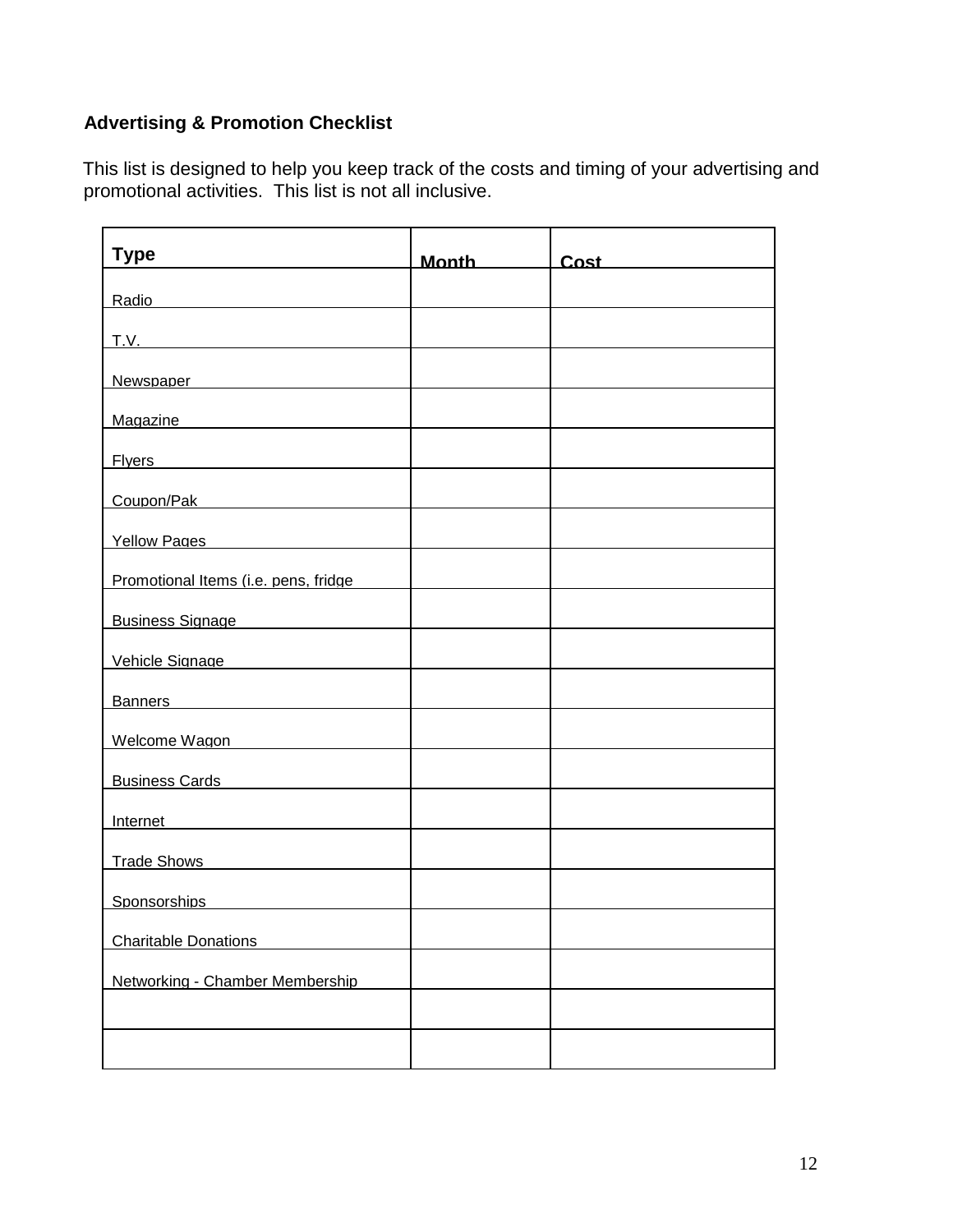**Advertising & Promotion Checklist**

This list is designed to help you keep track of the costs and timing of your advertising and promotional activities. This list is not all inclusive.

| Type | Month | Cost |
| --- | --- | --- |
| Radio | | |
| T.V. | | |
| Newspaper | | |
| Magazine | | |
| Flyers | | |
| Coupon/Pak | | |
| Yellow Pages | | |
| Promotional Items (i.e. pens, fridge | | |
| Business Signage | | |
| Vehicle Signage | | |
| Banners | | |
| Welcome Wagon | | |
| Business Cards | | |
| Internet | | |
| Trade Shows | | |
| Sponsorships | | |
| Charitable Donations | | |
| Networking - Chamber Membership | | |
| | | |
| | | |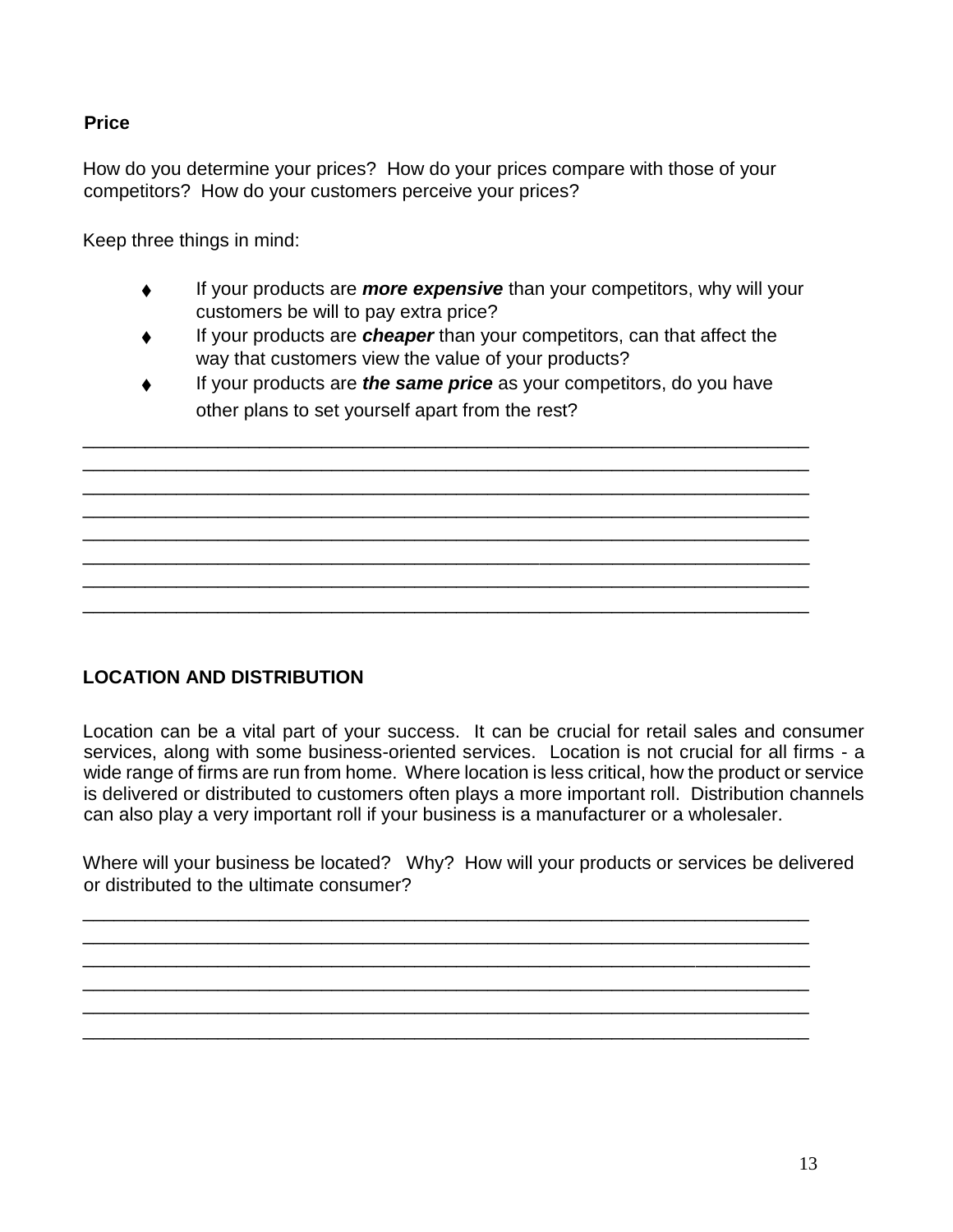**Price**

How do you determine your prices? How do your prices compare with those of your competitors? How do your customers perceive your prices?

Keep three things in mind:

- If your products are ***more expensive*** than your competitors, why will your customers be will to pay extra price?
- If your products are ***cheaper*** than your competitors, can that affect the way that customers view the value of your products?
- If your products are ***the same price*** as your competitors, do you have other plans to set yourself apart from the rest?

________________________________________________________________________
________________________________________________________________________
________________________________________________________________________
________________________________________________________________________
________________________________________________________________________
________________________________________________________________________
________________________________________________________________________
________________________________________________________________________

**LOCATION AND DISTRIBUTION**

Location can be a vital part of your success. It can be crucial for retail sales and consumer services, along with some business-oriented services. Location is not crucial for all firms - a wide range of firms are run from home. Where location is less critical, how the product or service is delivered or distributed to customers often plays a more important roll. Distribution channels can also play a very important roll if your business is a manufacturer or a wholesaler.

Where will your business be located? Why? How will your products or services be delivered or distributed to the ultimate consumer?

________________________________________________________________________
________________________________________________________________________
________________________________________________________________________
________________________________________________________________________
________________________________________________________________________
________________________________________________________________________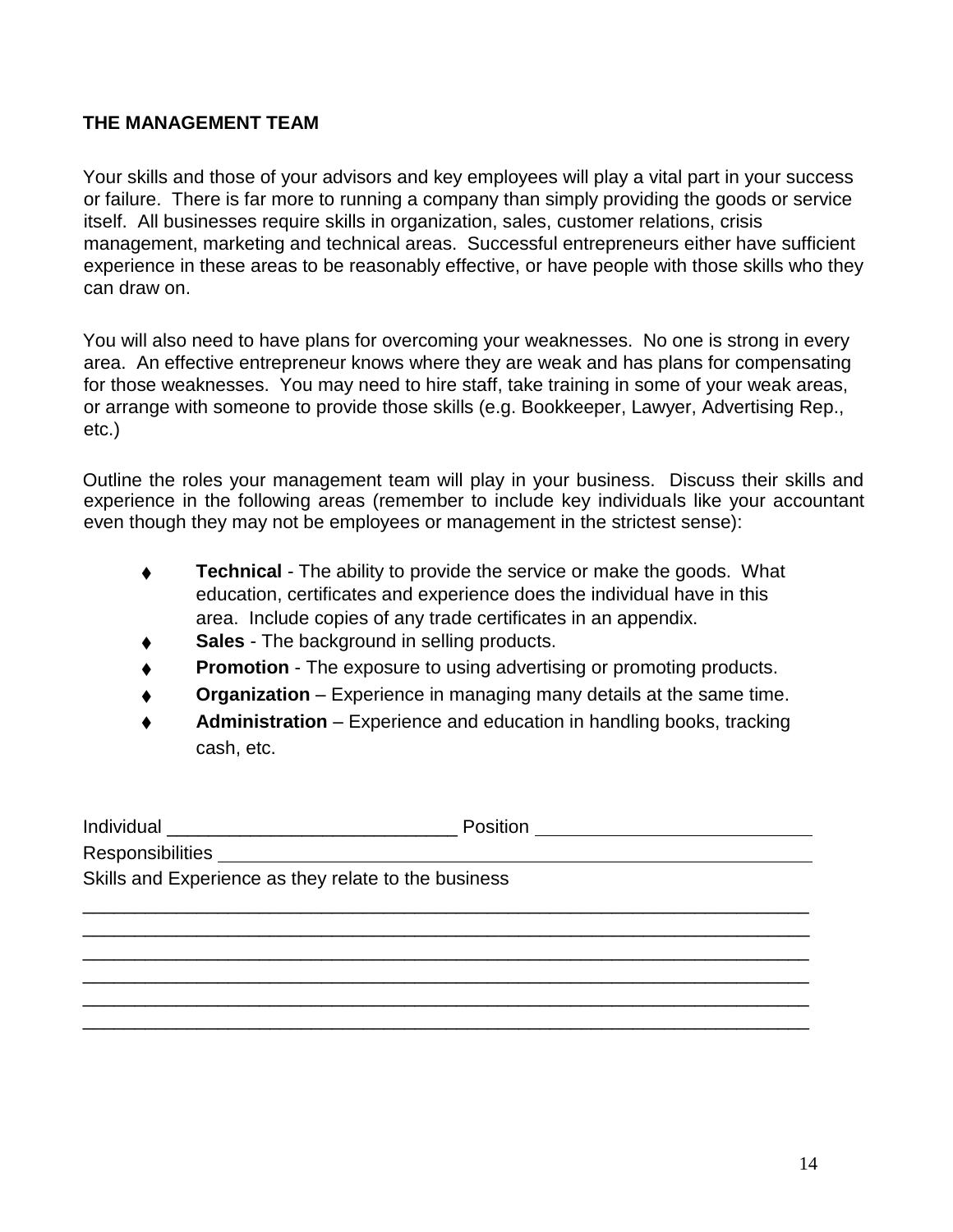**THE MANAGEMENT TEAM**

Your skills and those of your advisors and key employees will play a vital part in your success or failure. There is far more to running a company than simply providing the goods or service itself. All businesses require skills in organization, sales, customer relations, crisis management, marketing and technical areas. Successful entrepreneurs either have sufficient experience in these areas to be reasonably effective, or have people with those skills who they can draw on.

You will also need to have plans for overcoming your weaknesses. No one is strong in every area. An effective entrepreneur knows where they are weak and has plans for compensating for those weaknesses. You may need to hire staff, take training in some of your weak areas, or arrange with someone to provide those skills (e.g. Bookkeeper, Lawyer, Advertising Rep., etc.)

Outline the roles your management team will play in your business. Discuss their skills and experience in the following areas (remember to include key individuals like your accountant even though they may not be employees or management in the strictest sense):

- **Technical** - The ability to provide the service or make the goods. What education, certificates and experience does the individual have in this area. Include copies of any trade certificates in an appendix.
- **Sales** - The background in selling products.
- **Promotion** - The exposure to using advertising or promoting products.
- **Organization** – Experience in managing many details at the same time.
- **Administration** – Experience and education in handling books, tracking cash, etc.

Individual ____________________________ Position ____________________________

Responsibilities ____________________________________________________________

Skills and Experience as they relate to the business

________________________________________________________________________

________________________________________________________________________

________________________________________________________________________

________________________________________________________________________

________________________________________________________________________

________________________________________________________________________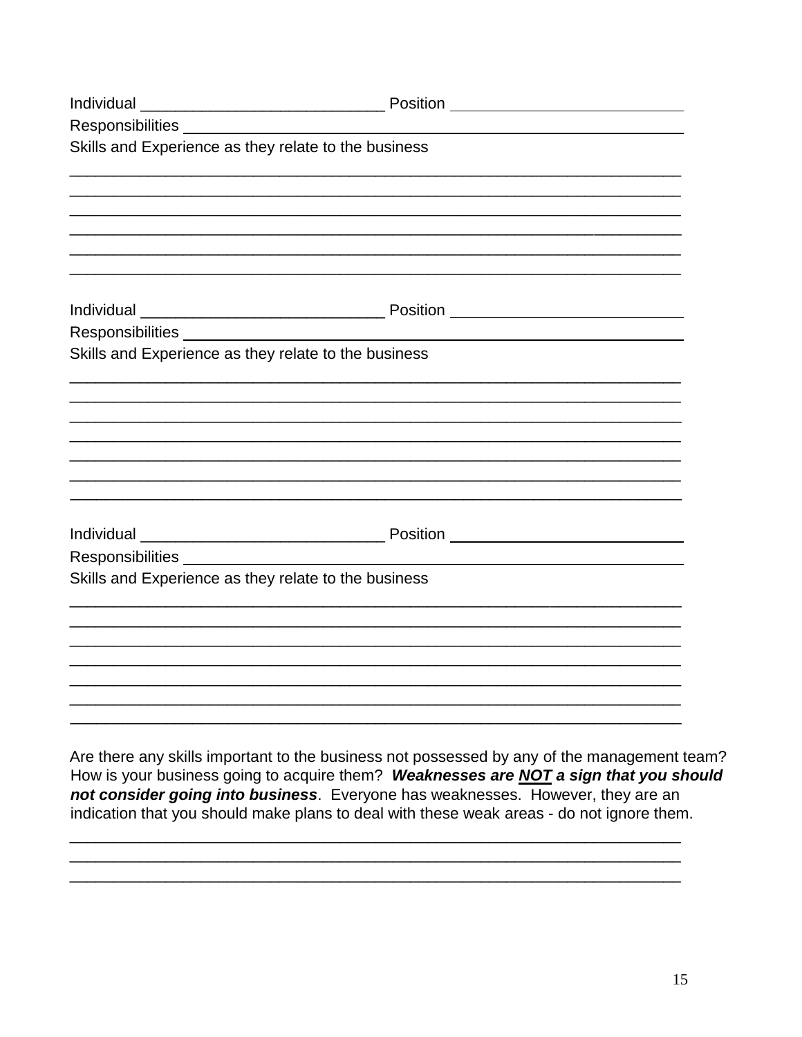Individual ____________________________ Position ___________________________

Responsibilities ______________________________________________________________

Skills and Experience as they relate to the business

_______________________________________________________________________

_______________________________________________________________________

_______________________________________________________________________

_______________________________________________________________________

_______________________________________________________________________

_______________________________________________________________________

Individual ____________________________ Position ___________________________

Responsibilities ______________________________________________________________

Skills and Experience as they relate to the business

_______________________________________________________________________

_______________________________________________________________________

_______________________________________________________________________

_______________________________________________________________________

_______________________________________________________________________

_______________________________________________________________________

_______________________________________________________________________

Individual ____________________________ Position ___________________________

Responsibilities ______________________________________________________________

Skills and Experience as they relate to the business

_______________________________________________________________________

_______________________________________________________________________

_______________________________________________________________________

_______________________________________________________________________

_______________________________________________________________________

_______________________________________________________________________

_______________________________________________________________________

Are there any skills important to the business not possessed by any of the management team? How is your business going to acquire them? ***Weaknesses are <u>NOT</u> a sign that you should not consider going into business***. Everyone has weaknesses. However, they are an indication that you should make plans to deal with these weak areas - do not ignore them.

_______________________________________________________________________

_______________________________________________________________________

_______________________________________________________________________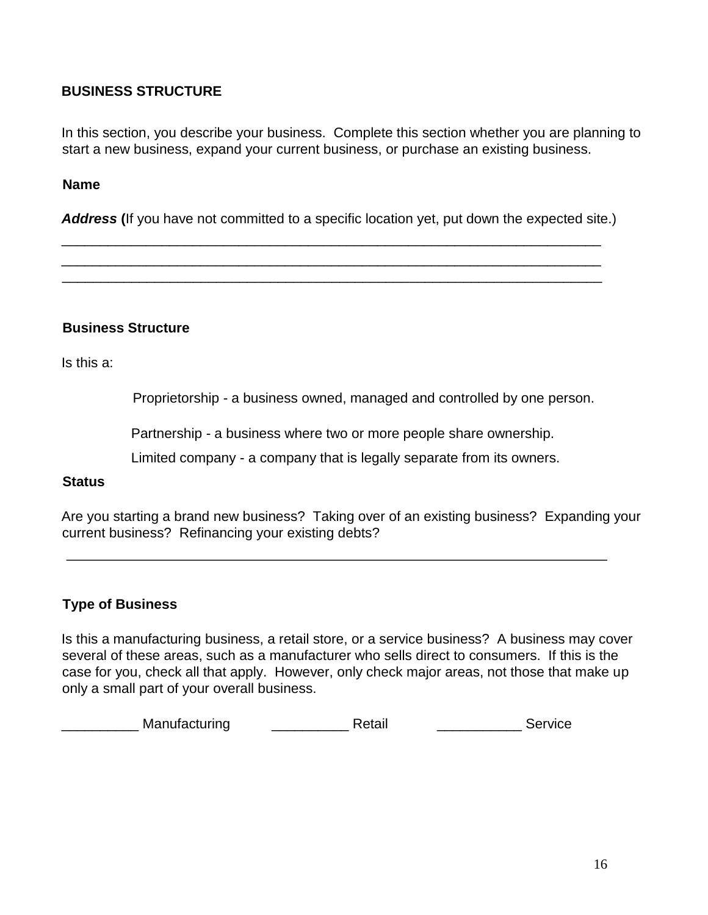## BUSINESS STRUCTURE

In this section, you describe your business. Complete this section whether you are planning to start a new business, expand your current business, or purchase an existing business.

**Name**

***Address*** **(**If you have not committed to a specific location yet, put down the expected site.)

___________________________________________________________________________
___________________________________________________________________________
___________________________________________________________________________

**Business Structure**

Is this a:

Proprietorship - a business owned, managed and controlled by one person.

Partnership - a business where two or more people share ownership.

Limited company - a company that is legally separate from its owners.

**Status**

Are you starting a brand new business? Taking over of an existing business? Expanding your current business? Refinancing your existing debts?

___________________________________________________________________________

**Type of Business**

Is this a manufacturing business, a retail store, or a service business? A business may cover several of these areas, such as a manufacturer who sells direct to consumers. If this is the case for you, check all that apply. However, only check major areas, not those that make up only a small part of your overall business.

__________ Manufacturing __________ Retail ___________ Service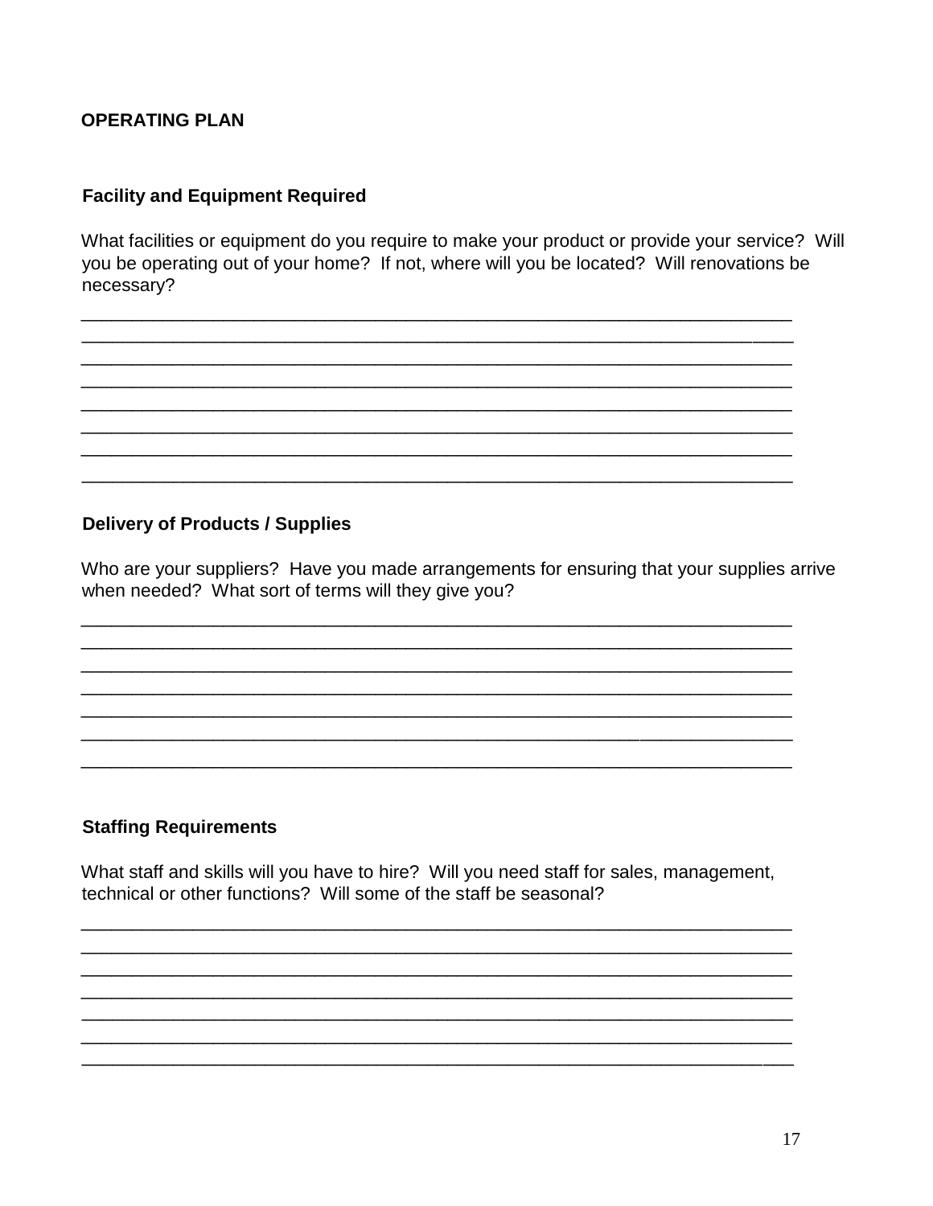## OPERATING PLAN

### Facility and Equipment Required

What facilities or equipment do you require to make your product or provide your service? Will you be operating out of your home? If not, where will you be located? Will renovations be necessary?

________________________________________________________________________
________________________________________________________________________
________________________________________________________________________
________________________________________________________________________
________________________________________________________________________
________________________________________________________________________
________________________________________________________________________
________________________________________________________________________

### Delivery of Products / Supplies

Who are your suppliers? Have you made arrangements for ensuring that your supplies arrive when needed? What sort of terms will they give you?

________________________________________________________________________
________________________________________________________________________
________________________________________________________________________
________________________________________________________________________
________________________________________________________________________
________________________________________________________________________
________________________________________________________________________

### Staffing Requirements

What staff and skills will you have to hire? Will you need staff for sales, management, technical or other functions? Will some of the staff be seasonal?

________________________________________________________________________
________________________________________________________________________
________________________________________________________________________
________________________________________________________________________
________________________________________________________________________
________________________________________________________________________
________________________________________________________________________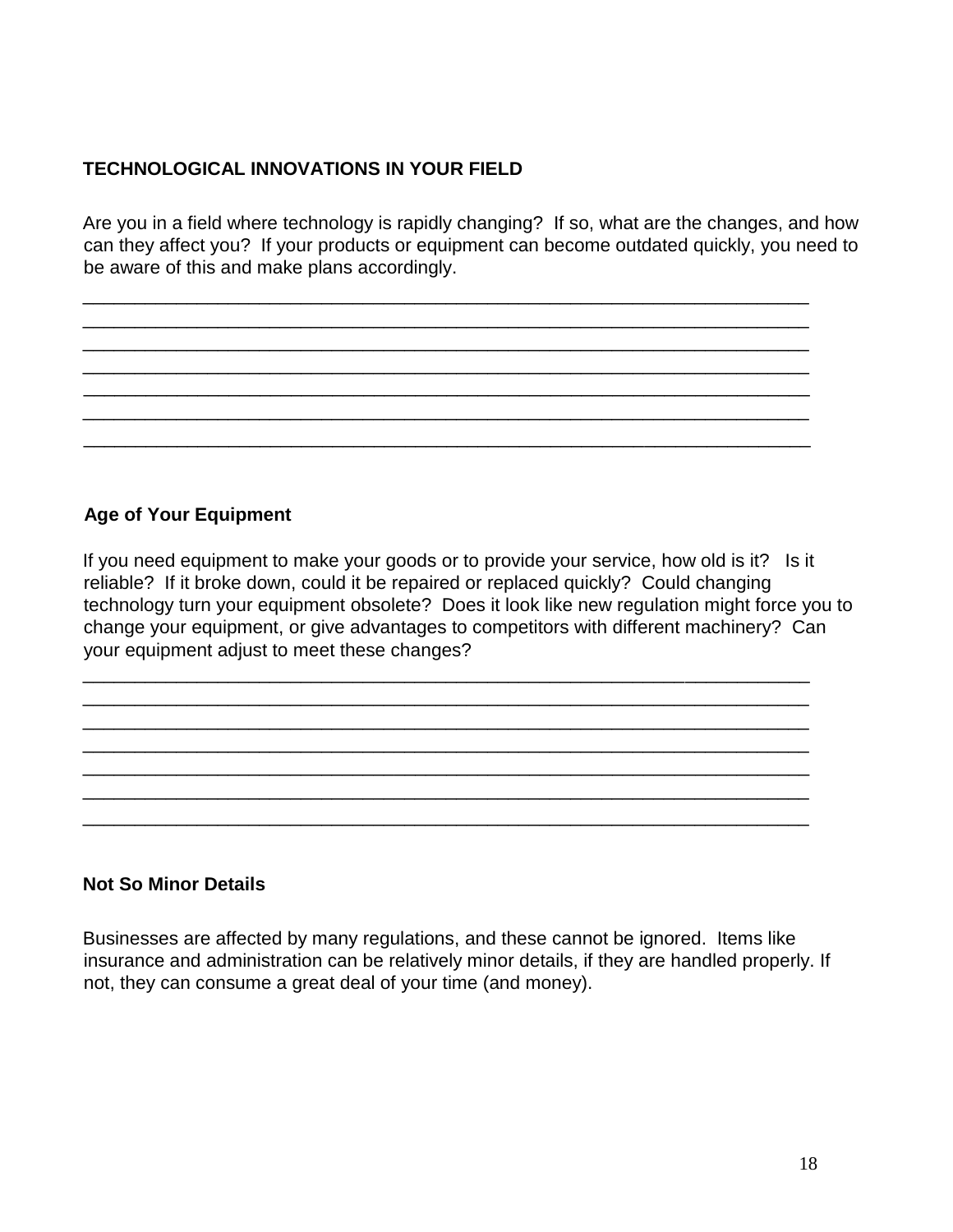## TECHNOLOGICAL INNOVATIONS IN YOUR FIELD

Are you in a field where technology is rapidly changing? If so, what are the changes, and how can they affect you? If your products or equipment can become outdated quickly, you need to be aware of this and make plans accordingly.

_________________________________________________________________________
_________________________________________________________________________
_________________________________________________________________________
_________________________________________________________________________
_________________________________________________________________________
_________________________________________________________________________
_________________________________________________________________________

### Age of Your Equipment

If you need equipment to make your goods or to provide your service, how old is it? Is it reliable? If it broke down, could it be repaired or replaced quickly? Could changing technology turn your equipment obsolete? Does it look like new regulation might force you to change your equipment, or give advantages to competitors with different machinery? Can your equipment adjust to meet these changes?

_________________________________________________________________________
_________________________________________________________________________
_________________________________________________________________________
_________________________________________________________________________
_________________________________________________________________________
_________________________________________________________________________
_________________________________________________________________________

### Not So Minor Details

Businesses are affected by many regulations, and these cannot be ignored. Items like insurance and administration can be relatively minor details, if they are handled properly. If not, they can consume a great deal of your time (and money).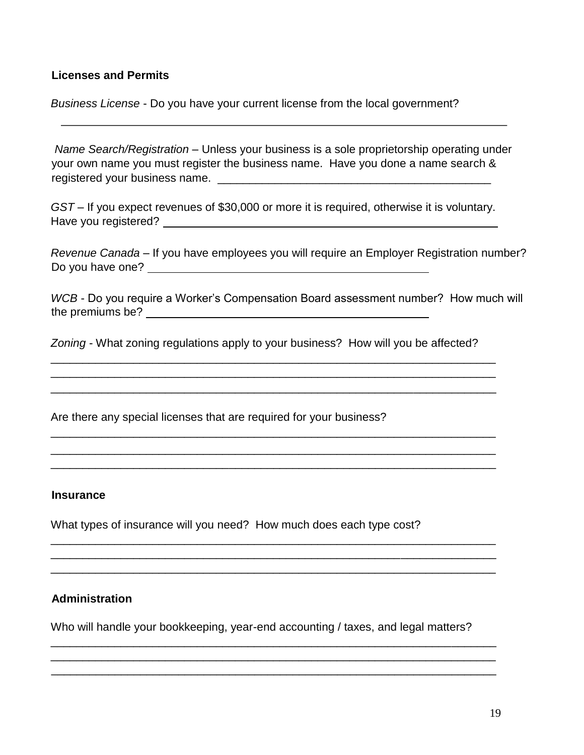**Licenses and Permits**

*Business License* - Do you have your current license from the local government?

_________________________________________________________________________

*Name Search/Registration* – Unless your business is a sole proprietorship operating under your own name you must register the business name. Have you done a name search & registered your business name. ____________________________________________

*GST* – If you expect revenues of $30,000 or more it is required, otherwise it is voluntary. Have you registered? ____________________________________________________

*Revenue Canada* – If you have employees you will require an Employer Registration number? Do you have one? ____________________________________________

*WCB* - Do you require a Worker's Compensation Board assessment number? How much will the premiums be? ____________________________________________

*Zoning* - What zoning regulations apply to your business? How will you be affected?

_________________________________________________________________________
_________________________________________________________________________
_________________________________________________________________________

Are there any special licenses that are required for your business?

_________________________________________________________________________
_________________________________________________________________________
_________________________________________________________________________

**Insurance**

What types of insurance will you need? How much does each type cost?

_________________________________________________________________________
_________________________________________________________________________
_________________________________________________________________________

**Administration**

Who will handle your bookkeeping, year-end accounting / taxes, and legal matters?

_________________________________________________________________________
_________________________________________________________________________
_________________________________________________________________________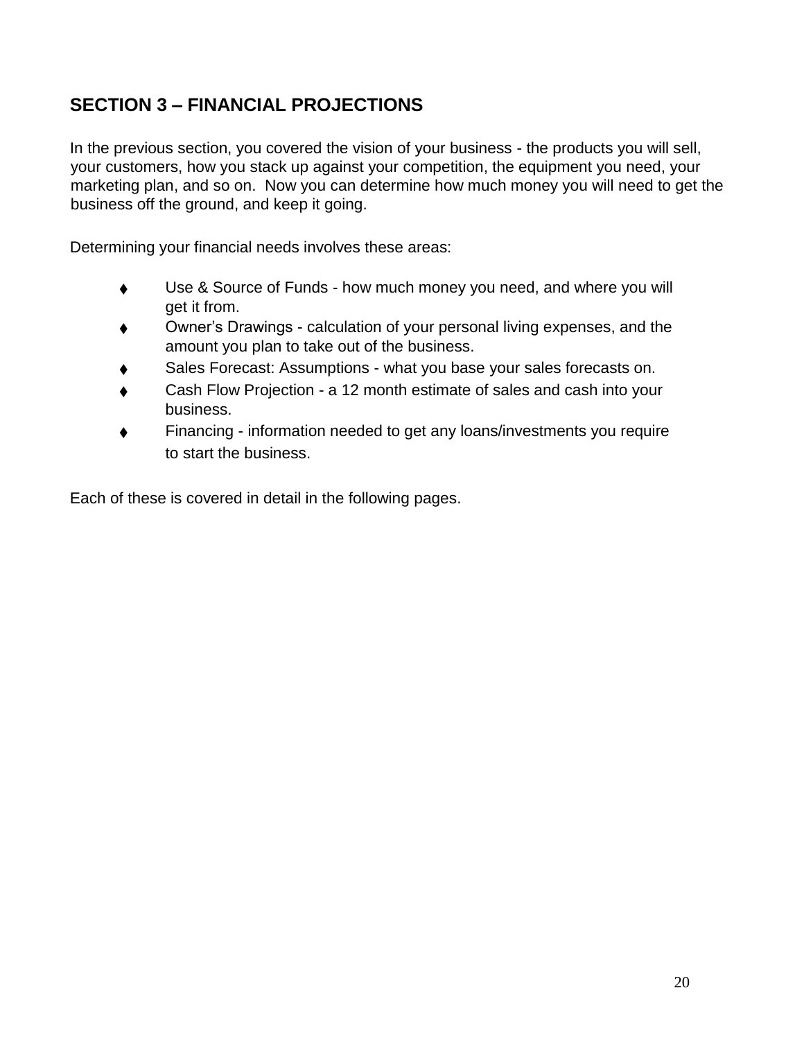## SECTION 3 – FINANCIAL PROJECTIONS

In the previous section, you covered the vision of your business - the products you will sell, your customers, how you stack up against your competition, the equipment you need, your marketing plan, and so on. Now you can determine how much money you will need to get the business off the ground, and keep it going.

Determining your financial needs involves these areas:

- Use & Source of Funds - how much money you need, and where you will get it from.
- Owner's Drawings - calculation of your personal living expenses, and the amount you plan to take out of the business.
- Sales Forecast: Assumptions - what you base your sales forecasts on.
- Cash Flow Projection - a 12 month estimate of sales and cash into your business.
- Financing - information needed to get any loans/investments you require to start the business.

Each of these is covered in detail in the following pages.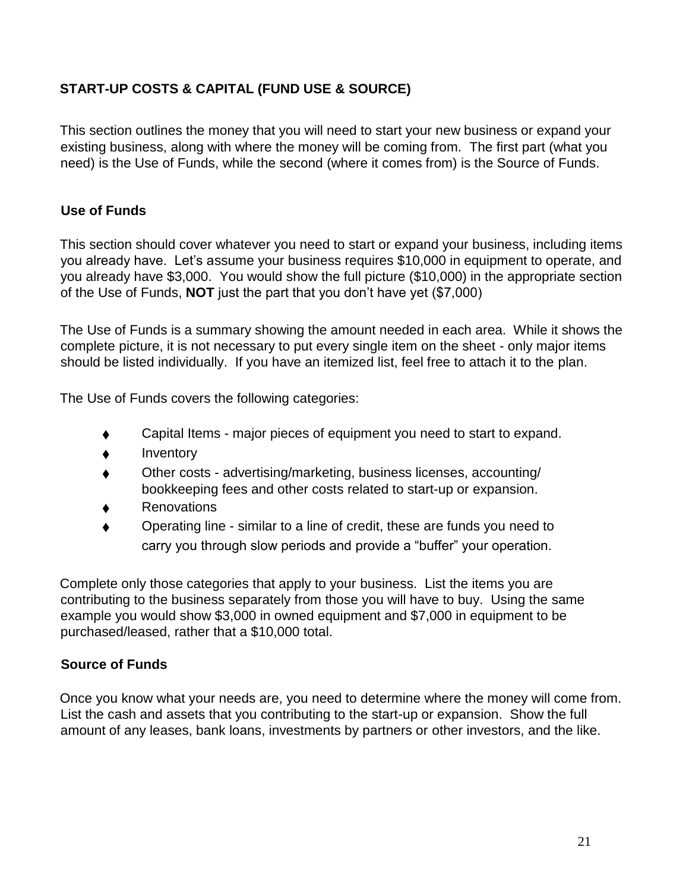## START-UP COSTS & CAPITAL (FUND USE & SOURCE)

This section outlines the money that you will need to start your new business or expand your existing business, along with where the money will be coming from. The first part (what you need) is the Use of Funds, while the second (where it comes from) is the Source of Funds.

### Use of Funds

This section should cover whatever you need to start or expand your business, including items you already have. Let's assume your business requires $10,000 in equipment to operate, and you already have $3,000. You would show the full picture ($10,000) in the appropriate section of the Use of Funds, **NOT** just the part that you don't have yet ($7,000)

The Use of Funds is a summary showing the amount needed in each area. While it shows the complete picture, it is not necessary to put every single item on the sheet - only major items should be listed individually. If you have an itemized list, feel free to attach it to the plan.

The Use of Funds covers the following categories:

- Capital Items - major pieces of equipment you need to start to expand.
- Inventory
- Other costs - advertising/marketing, business licenses, accounting/ bookkeeping fees and other costs related to start-up or expansion.
- Renovations
- Operating line - similar to a line of credit, these are funds you need to carry you through slow periods and provide a "buffer" your operation.

Complete only those categories that apply to your business. List the items you are contributing to the business separately from those you will have to buy. Using the same example you would show $3,000 in owned equipment and $7,000 in equipment to be purchased/leased, rather that a $10,000 total.

### Source of Funds

Once you know what your needs are, you need to determine where the money will come from. List the cash and assets that you contributing to the start-up or expansion. Show the full amount of any leases, bank loans, investments by partners or other investors, and the like.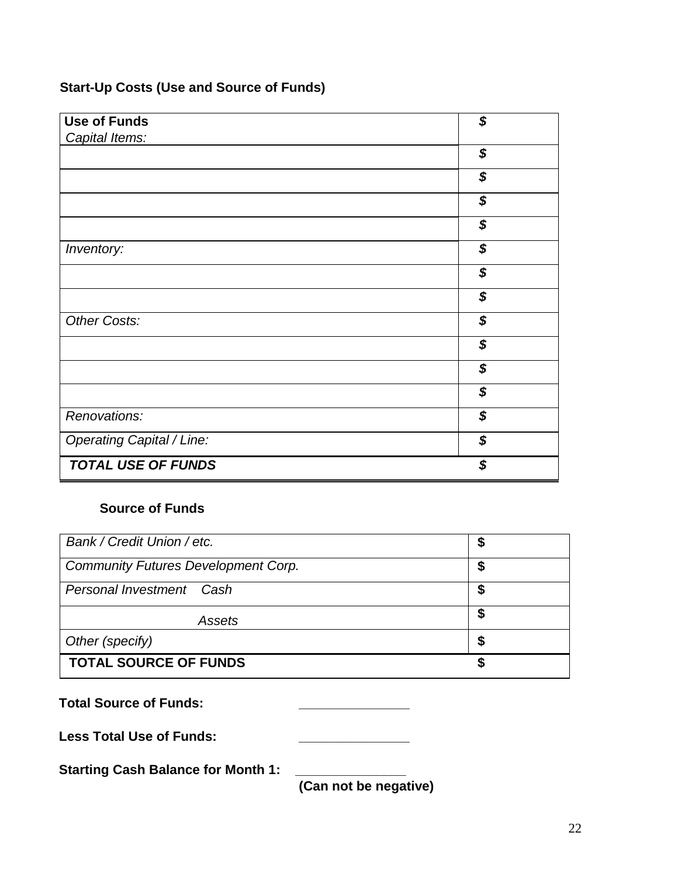### Start-Up Costs (Use and Source of Funds)

| **Use of Funds**<br>*Capital Items:* | ***$*** |
|---|---|
| | ***$*** |
| | ***$*** |
| | ***$*** |
| | ***$*** |
| *Inventory:* | ***$*** |
| | ***$*** |
| | ***$*** |
| *Other Costs:* | ***$*** |
| | ***$*** |
| | ***$*** |
| | ***$*** |
| *Renovations:* | ***$*** |
| *Operating Capital / Line:* | ***$*** |
| ***TOTAL USE OF FUNDS*** | ***$*** |

**Source of Funds**

| *Bank / Credit Union / etc.* | **$** |
|---|---|
| *Community Futures Development Corp.* | **$** |
| *Personal Investment Cash* | **$** |
| *Assets* | **$** |
| *Other (specify)* | **$** |
| **TOTAL SOURCE OF FUNDS** | **$** |

**Total Source of Funds:** _______________

**Less Total Use of Funds:** _______________

**Starting Cash Balance for Month 1:** _______________
**(Can not be negative)**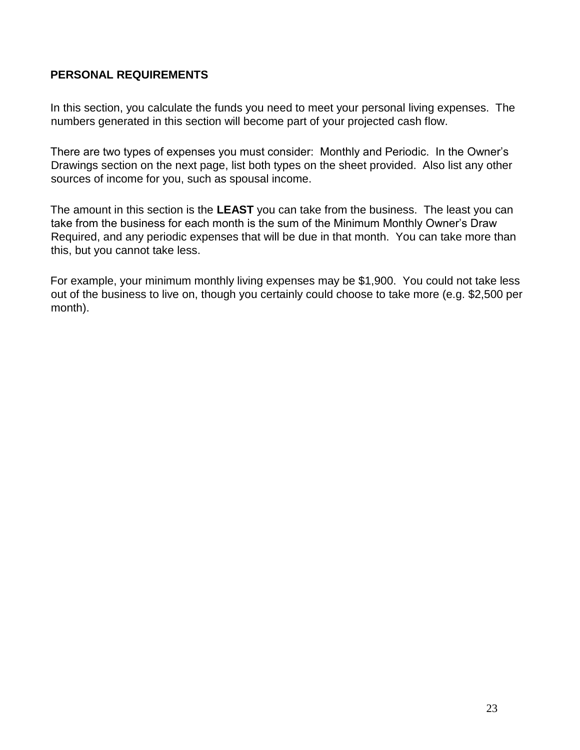## PERSONAL REQUIREMENTS

In this section, you calculate the funds you need to meet your personal living expenses. The numbers generated in this section will become part of your projected cash flow.

There are two types of expenses you must consider: Monthly and Periodic. In the Owner's Drawings section on the next page, list both types on the sheet provided. Also list any other sources of income for you, such as spousal income.

The amount in this section is the **LEAST** you can take from the business. The least you can take from the business for each month is the sum of the Minimum Monthly Owner's Draw Required, and any periodic expenses that will be due in that month. You can take more than this, but you cannot take less.

For example, your minimum monthly living expenses may be $1,900. You could not take less out of the business to live on, though you certainly could choose to take more (e.g. $2,500 per month).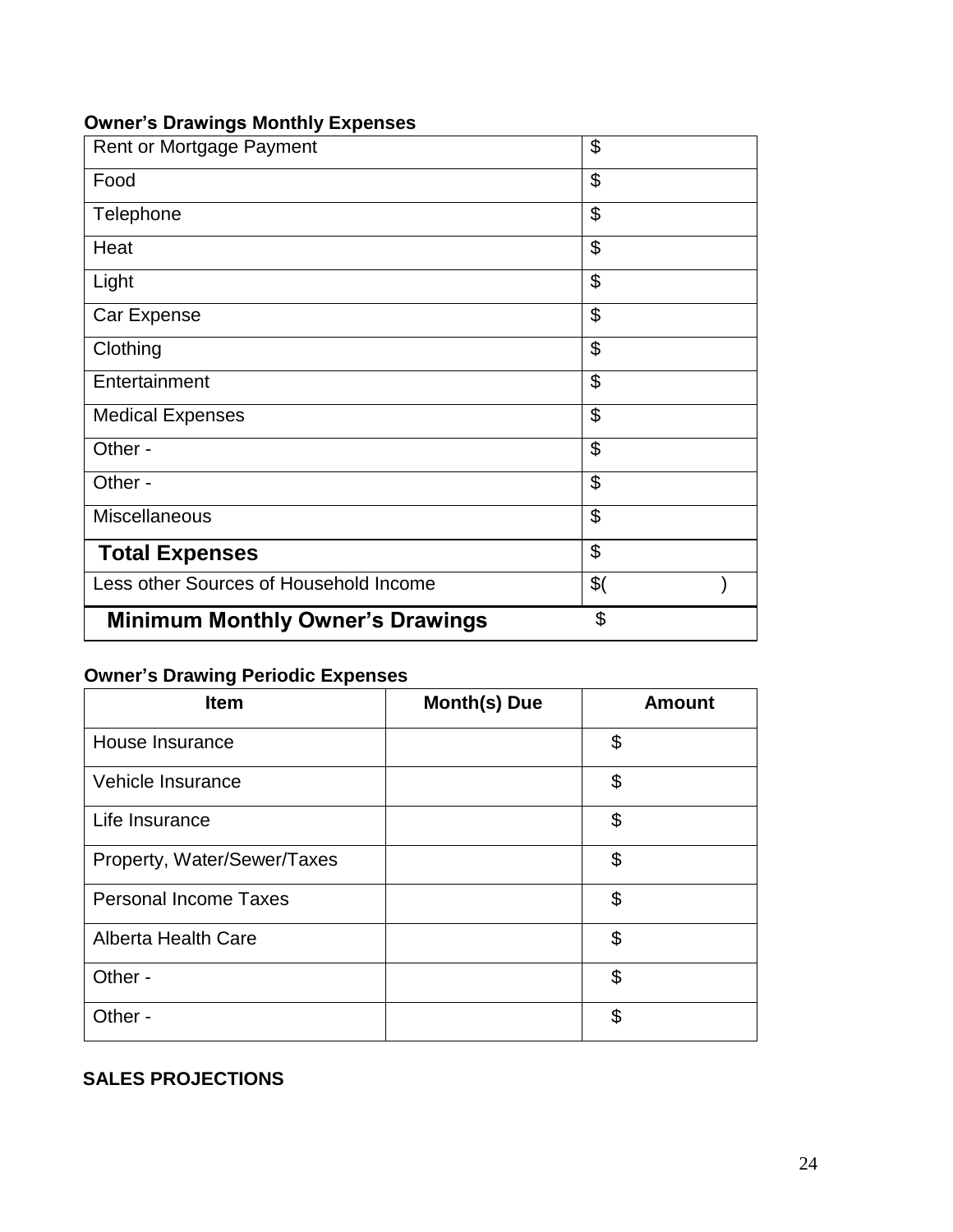### Owner's Drawings Monthly Expenses

| | |
|---|---|
| Rent or Mortgage Payment | $ |
| Food | $ |
| Telephone | $ |
| Heat | $ |
| Light | $ |
| Car Expense | $ |
| Clothing | $ |
| Entertainment | $ |
| Medical Expenses | $ |
| Other - | $ |
| Other - | $ |
| Miscellaneous | $ |
| **Total Expenses** | $ |
| Less other Sources of Household Income | $( ) |
| **Minimum Monthly Owner's Drawings** | $ |

### Owner's Drawing Periodic Expenses

| Item | Month(s) Due | Amount |
|---|---|---|
| House Insurance | | $ |
| Vehicle Insurance | | $ |
| Life Insurance | | $ |
| Property, Water/Sewer/Taxes | | $ |
| Personal Income Taxes | | $ |
| Alberta Health Care | | $ |
| Other - | | $ |
| Other - | | $ |

## SALES PROJECTIONS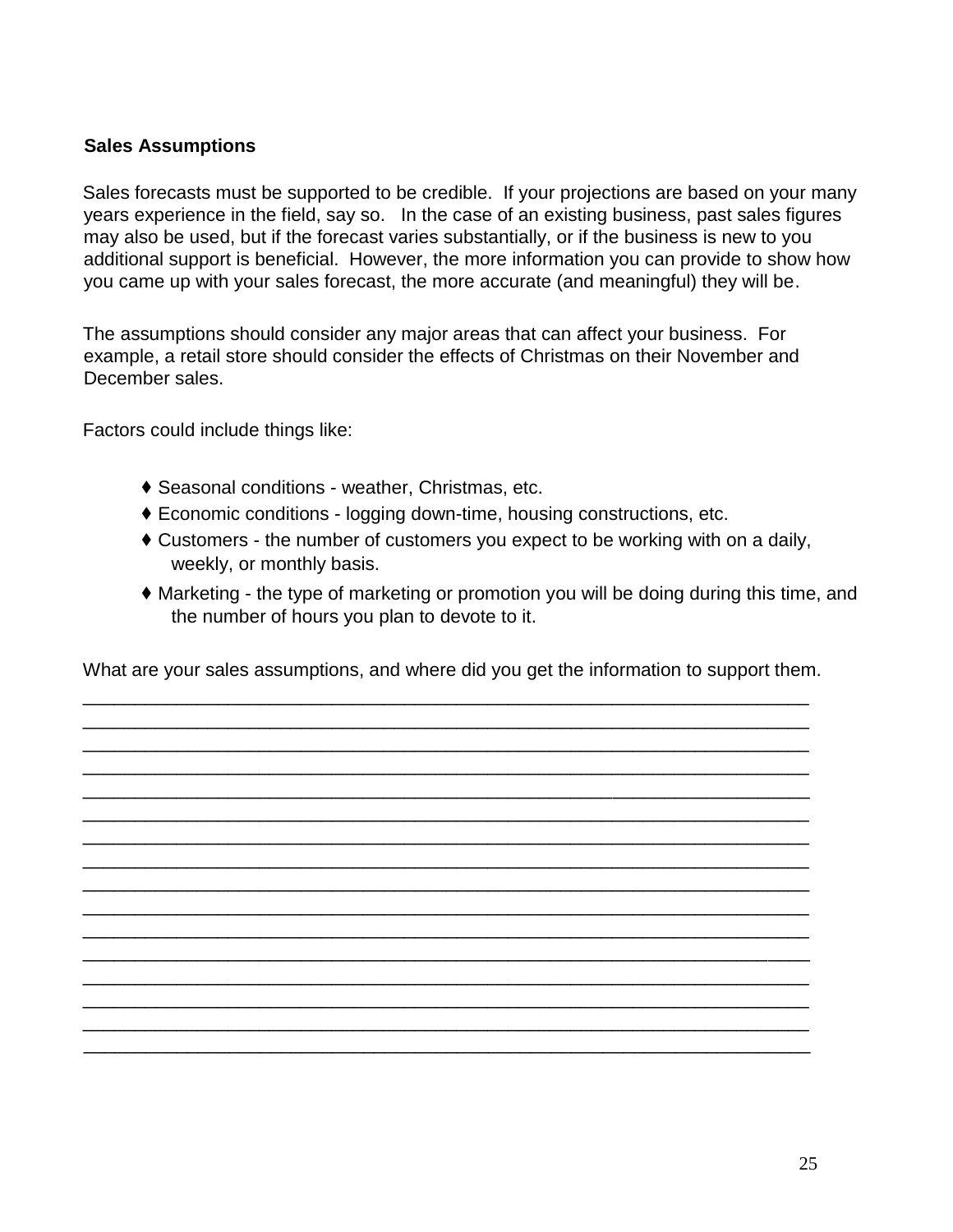**Sales Assumptions**

Sales forecasts must be supported to be credible. If your projections are based on your many years experience in the field, say so. In the case of an existing business, past sales figures may also be used, but if the forecast varies substantially, or if the business is new to you additional support is beneficial. However, the more information you can provide to show how you came up with your sales forecast, the more accurate (and meaningful) they will be.

The assumptions should consider any major areas that can affect your business. For example, a retail store should consider the effects of Christmas on their November and December sales.

Factors could include things like:

- ♦ Seasonal conditions - weather, Christmas, etc.
- ♦ Economic conditions - logging down-time, housing constructions, etc.
- ♦ Customers - the number of customers you expect to be working with on a daily, weekly, or monthly basis.
- ♦ Marketing - the type of marketing or promotion you will be doing during this time, and the number of hours you plan to devote to it.

What are your sales assumptions, and where did you get the information to support them.

______________________________________________________________________
______________________________________________________________________
______________________________________________________________________
______________________________________________________________________
______________________________________________________________________
______________________________________________________________________
______________________________________________________________________
______________________________________________________________________
______________________________________________________________________
______________________________________________________________________
______________________________________________________________________
______________________________________________________________________
______________________________________________________________________
______________________________________________________________________
______________________________________________________________________
______________________________________________________________________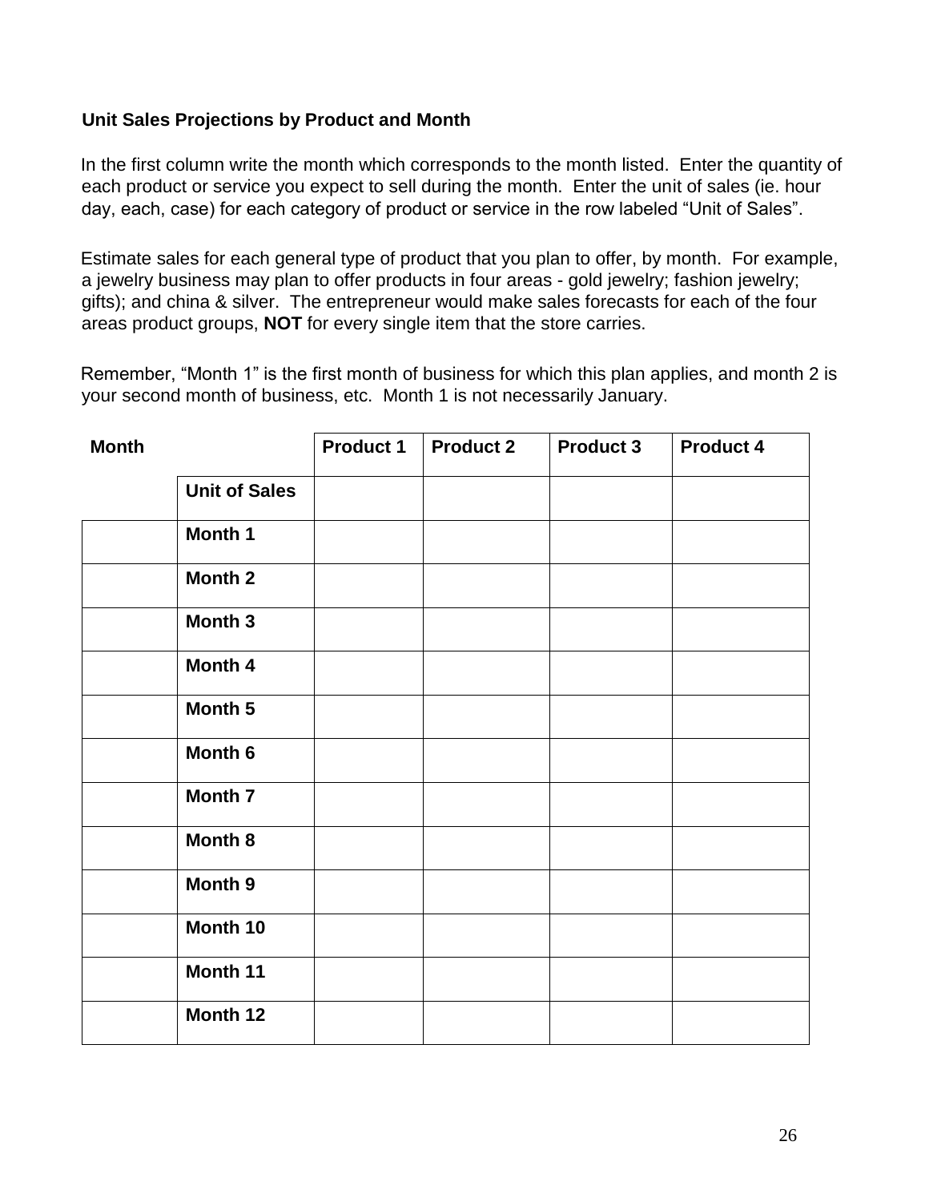**Unit Sales Projections by Product and Month**

In the first column write the month which corresponds to the month listed. Enter the quantity of each product or service you expect to sell during the month. Enter the unit of sales (ie. hour day, each, case) for each category of product or service in the row labeled "Unit of Sales".

Estimate sales for each general type of product that you plan to offer, by month. For example, a jewelry business may plan to offer products in four areas - gold jewelry; fashion jewelry; gifts); and china & silver. The entrepreneur would make sales forecasts for each of the four areas product groups, **NOT** for every single item that the store carries.

Remember, "Month 1" is the first month of business for which this plan applies, and month 2 is your second month of business, etc. Month 1 is not necessarily January.

| **Month** | | **Product 1** | **Product 2** | **Product 3** | **Product 4** |
|---|---|---|---|---|---|
| | **Unit of Sales** | | | | |
| | **Month 1** | | | | |
| | **Month 2** | | | | |
| | **Month 3** | | | | |
| | **Month 4** | | | | |
| | **Month 5** | | | | |
| | **Month 6** | | | | |
| | **Month 7** | | | | |
| | **Month 8** | | | | |
| | **Month 9** | | | | |
| | **Month 10** | | | | |
| | **Month 11** | | | | |
| | **Month 12** | | | | |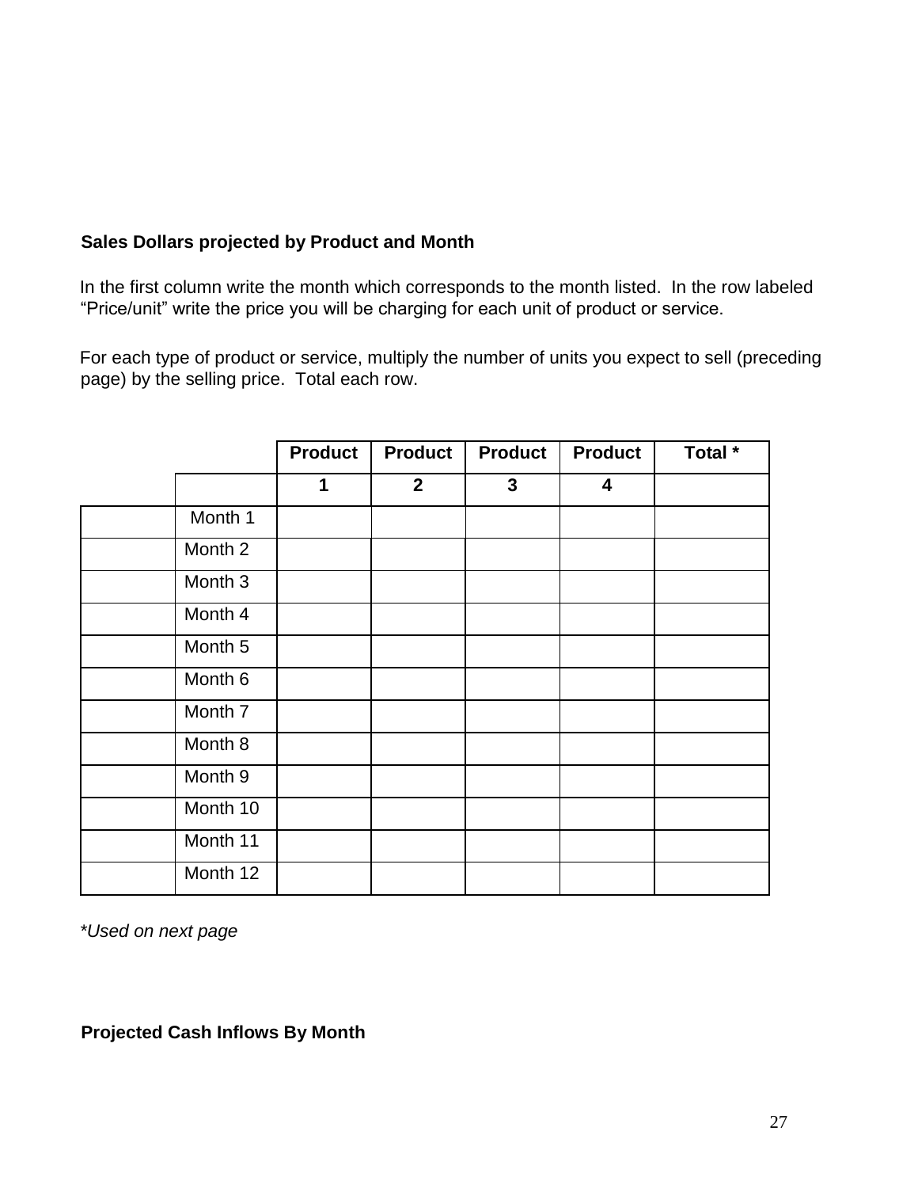**Sales Dollars projected by Product and Month**

In the first column write the month which corresponds to the month listed. In the row labeled "Price/unit" write the price you will be charging for each unit of product or service.

For each type of product or service, multiply the number of units you expect to sell (preceding page) by the selling price. Total each row.

| | | Product 1 | Product 2 | Product 3 | Product 4 | Total * |
|---|---|---|---|---|---|---|
| | Month 1 | | | | | |
| | Month 2 | | | | | |
| | Month 3 | | | | | |
| | Month 4 | | | | | |
| | Month 5 | | | | | |
| | Month 6 | | | | | |
| | Month 7 | | | | | |
| | Month 8 | | | | | |
| | Month 9 | | | | | |
| | Month 10 | | | | | |
| | Month 11 | | | | | |
| | Month 12 | | | | | |

*\*Used on next page*

**Projected Cash Inflows By Month**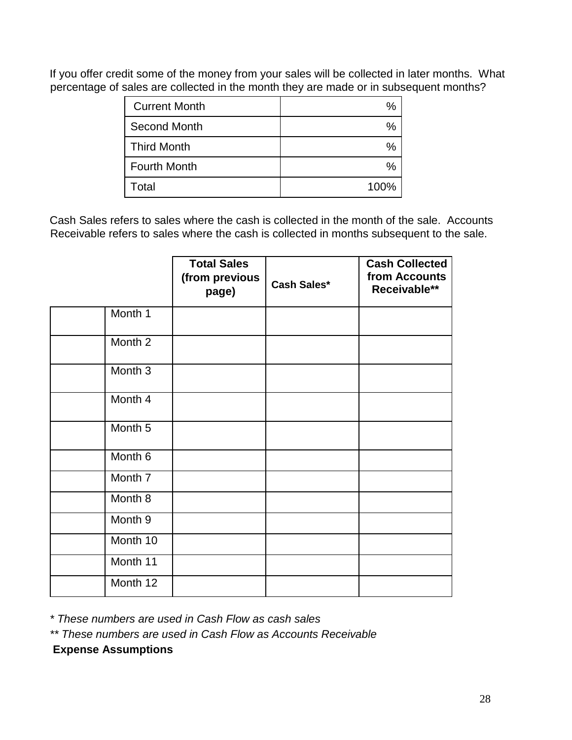If you offer credit some of the money from your sales will be collected in later months. What percentage of sales are collected in the month they are made or in subsequent months?

| | |
|---|---|
| Current Month | % |
| Second Month | % |
| Third Month | % |
| Fourth Month | % |
| Total | 100% |

Cash Sales refers to sales where the cash is collected in the month of the sale. Accounts Receivable refers to sales where the cash is collected in months subsequent to the sale.

| | | **Total Sales (from previous page)** | **Cash Sales*** | **Cash Collected from Accounts Receivable**** |
|---|---|---|---|---|
| | Month 1 | | | |
| | Month 2 | | | |
| | Month 3 | | | |
| | Month 4 | | | |
| | Month 5 | | | |
| | Month 6 | | | |
| | Month 7 | | | |
| | Month 8 | | | |
| | Month 9 | | | |
| | Month 10 | | | |
| | Month 11 | | | |
| | Month 12 | | | |

*\* These numbers are used in Cash Flow as cash sales*

*\*\* These numbers are used in Cash Flow as Accounts Receivable*

**Expense Assumptions**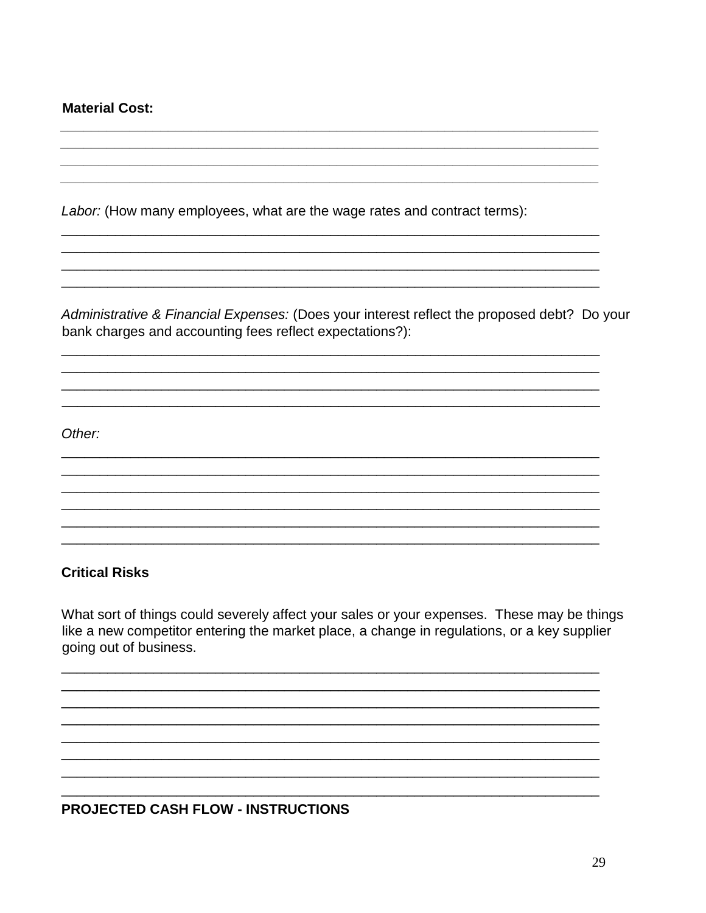**Material Cost:**

\_\_\_\_\_\_\_\_\_\_\_\_\_\_\_\_\_\_\_\_\_\_\_\_\_\_\_\_\_\_\_\_\_\_\_\_\_\_\_\_\_\_\_\_\_\_\_\_\_\_\_\_\_\_\_\_\_\_\_\_\_\_\_\_\_\_\_\_\_\_
\_\_\_\_\_\_\_\_\_\_\_\_\_\_\_\_\_\_\_\_\_\_\_\_\_\_\_\_\_\_\_\_\_\_\_\_\_\_\_\_\_\_\_\_\_\_\_\_\_\_\_\_\_\_\_\_\_\_\_\_\_\_\_\_\_\_\_\_\_\_
\_\_\_\_\_\_\_\_\_\_\_\_\_\_\_\_\_\_\_\_\_\_\_\_\_\_\_\_\_\_\_\_\_\_\_\_\_\_\_\_\_\_\_\_\_\_\_\_\_\_\_\_\_\_\_\_\_\_\_\_\_\_\_\_\_\_\_\_\_\_
\_\_\_\_\_\_\_\_\_\_\_\_\_\_\_\_\_\_\_\_\_\_\_\_\_\_\_\_\_\_\_\_\_\_\_\_\_\_\_\_\_\_\_\_\_\_\_\_\_\_\_\_\_\_\_\_\_\_\_\_\_\_\_\_\_\_\_\_\_\_

*Labor:* (How many employees, what are the wage rates and contract terms):

\_\_\_\_\_\_\_\_\_\_\_\_\_\_\_\_\_\_\_\_\_\_\_\_\_\_\_\_\_\_\_\_\_\_\_\_\_\_\_\_\_\_\_\_\_\_\_\_\_\_\_\_\_\_\_\_\_\_\_\_\_\_\_\_\_\_\_\_\_\_
\_\_\_\_\_\_\_\_\_\_\_\_\_\_\_\_\_\_\_\_\_\_\_\_\_\_\_\_\_\_\_\_\_\_\_\_\_\_\_\_\_\_\_\_\_\_\_\_\_\_\_\_\_\_\_\_\_\_\_\_\_\_\_\_\_\_\_\_\_\_
\_\_\_\_\_\_\_\_\_\_\_\_\_\_\_\_\_\_\_\_\_\_\_\_\_\_\_\_\_\_\_\_\_\_\_\_\_\_\_\_\_\_\_\_\_\_\_\_\_\_\_\_\_\_\_\_\_\_\_\_\_\_\_\_\_\_\_\_\_\_
\_\_\_\_\_\_\_\_\_\_\_\_\_\_\_\_\_\_\_\_\_\_\_\_\_\_\_\_\_\_\_\_\_\_\_\_\_\_\_\_\_\_\_\_\_\_\_\_\_\_\_\_\_\_\_\_\_\_\_\_\_\_\_\_\_\_\_\_\_\_

*Administrative & Financial Expenses:* (Does your interest reflect the proposed debt? Do your bank charges and accounting fees reflect expectations?):

\_\_\_\_\_\_\_\_\_\_\_\_\_\_\_\_\_\_\_\_\_\_\_\_\_\_\_\_\_\_\_\_\_\_\_\_\_\_\_\_\_\_\_\_\_\_\_\_\_\_\_\_\_\_\_\_\_\_\_\_\_\_\_\_\_\_\_\_\_\_
\_\_\_\_\_\_\_\_\_\_\_\_\_\_\_\_\_\_\_\_\_\_\_\_\_\_\_\_\_\_\_\_\_\_\_\_\_\_\_\_\_\_\_\_\_\_\_\_\_\_\_\_\_\_\_\_\_\_\_\_\_\_\_\_\_\_\_\_\_\_
\_\_\_\_\_\_\_\_\_\_\_\_\_\_\_\_\_\_\_\_\_\_\_\_\_\_\_\_\_\_\_\_\_\_\_\_\_\_\_\_\_\_\_\_\_\_\_\_\_\_\_\_\_\_\_\_\_\_\_\_\_\_\_\_\_\_\_\_\_\_
\_\_\_\_\_\_\_\_\_\_\_\_\_\_\_\_\_\_\_\_\_\_\_\_\_\_\_\_\_\_\_\_\_\_\_\_\_\_\_\_\_\_\_\_\_\_\_\_\_\_\_\_\_\_\_\_\_\_\_\_\_\_\_\_\_\_\_\_\_\_

*Other:*

\_\_\_\_\_\_\_\_\_\_\_\_\_\_\_\_\_\_\_\_\_\_\_\_\_\_\_\_\_\_\_\_\_\_\_\_\_\_\_\_\_\_\_\_\_\_\_\_\_\_\_\_\_\_\_\_\_\_\_\_\_\_\_\_\_\_\_\_\_\_
\_\_\_\_\_\_\_\_\_\_\_\_\_\_\_\_\_\_\_\_\_\_\_\_\_\_\_\_\_\_\_\_\_\_\_\_\_\_\_\_\_\_\_\_\_\_\_\_\_\_\_\_\_\_\_\_\_\_\_\_\_\_\_\_\_\_\_\_\_\_
\_\_\_\_\_\_\_\_\_\_\_\_\_\_\_\_\_\_\_\_\_\_\_\_\_\_\_\_\_\_\_\_\_\_\_\_\_\_\_\_\_\_\_\_\_\_\_\_\_\_\_\_\_\_\_\_\_\_\_\_\_\_\_\_\_\_\_\_\_\_
\_\_\_\_\_\_\_\_\_\_\_\_\_\_\_\_\_\_\_\_\_\_\_\_\_\_\_\_\_\_\_\_\_\_\_\_\_\_\_\_\_\_\_\_\_\_\_\_\_\_\_\_\_\_\_\_\_\_\_\_\_\_\_\_\_\_\_\_\_\_
\_\_\_\_\_\_\_\_\_\_\_\_\_\_\_\_\_\_\_\_\_\_\_\_\_\_\_\_\_\_\_\_\_\_\_\_\_\_\_\_\_\_\_\_\_\_\_\_\_\_\_\_\_\_\_\_\_\_\_\_\_\_\_\_\_\_\_\_\_\_
\_\_\_\_\_\_\_\_\_\_\_\_\_\_\_\_\_\_\_\_\_\_\_\_\_\_\_\_\_\_\_\_\_\_\_\_\_\_\_\_\_\_\_\_\_\_\_\_\_\_\_\_\_\_\_\_\_\_\_\_\_\_\_\_\_\_\_\_\_\_

## Critical Risks

What sort of things could severely affect your sales or your expenses. These may be things like a new competitor entering the market place, a change in regulations, or a key supplier going out of business.

\_\_\_\_\_\_\_\_\_\_\_\_\_\_\_\_\_\_\_\_\_\_\_\_\_\_\_\_\_\_\_\_\_\_\_\_\_\_\_\_\_\_\_\_\_\_\_\_\_\_\_\_\_\_\_\_\_\_\_\_\_\_\_\_\_\_\_\_\_\_
\_\_\_\_\_\_\_\_\_\_\_\_\_\_\_\_\_\_\_\_\_\_\_\_\_\_\_\_\_\_\_\_\_\_\_\_\_\_\_\_\_\_\_\_\_\_\_\_\_\_\_\_\_\_\_\_\_\_\_\_\_\_\_\_\_\_\_\_\_\_
\_\_\_\_\_\_\_\_\_\_\_\_\_\_\_\_\_\_\_\_\_\_\_\_\_\_\_\_\_\_\_\_\_\_\_\_\_\_\_\_\_\_\_\_\_\_\_\_\_\_\_\_\_\_\_\_\_\_\_\_\_\_\_\_\_\_\_\_\_\_
\_\_\_\_\_\_\_\_\_\_\_\_\_\_\_\_\_\_\_\_\_\_\_\_\_\_\_\_\_\_\_\_\_\_\_\_\_\_\_\_\_\_\_\_\_\_\_\_\_\_\_\_\_\_\_\_\_\_\_\_\_\_\_\_\_\_\_\_\_\_
\_\_\_\_\_\_\_\_\_\_\_\_\_\_\_\_\_\_\_\_\_\_\_\_\_\_\_\_\_\_\_\_\_\_\_\_\_\_\_\_\_\_\_\_\_\_\_\_\_\_\_\_\_\_\_\_\_\_\_\_\_\_\_\_\_\_\_\_\_\_
\_\_\_\_\_\_\_\_\_\_\_\_\_\_\_\_\_\_\_\_\_\_\_\_\_\_\_\_\_\_\_\_\_\_\_\_\_\_\_\_\_\_\_\_\_\_\_\_\_\_\_\_\_\_\_\_\_\_\_\_\_\_\_\_\_\_\_\_\_\_
\_\_\_\_\_\_\_\_\_\_\_\_\_\_\_\_\_\_\_\_\_\_\_\_\_\_\_\_\_\_\_\_\_\_\_\_\_\_\_\_\_\_\_\_\_\_\_\_\_\_\_\_\_\_\_\_\_\_\_\_\_\_\_\_\_\_\_\_\_\_
\_\_\_\_\_\_\_\_\_\_\_\_\_\_\_\_\_\_\_\_\_\_\_\_\_\_\_\_\_\_\_\_\_\_\_\_\_\_\_\_\_\_\_\_\_\_\_\_\_\_\_\_\_\_\_\_\_\_\_\_\_\_\_\_\_\_\_\_\_\_

## PROJECTED CASH FLOW - INSTRUCTIONS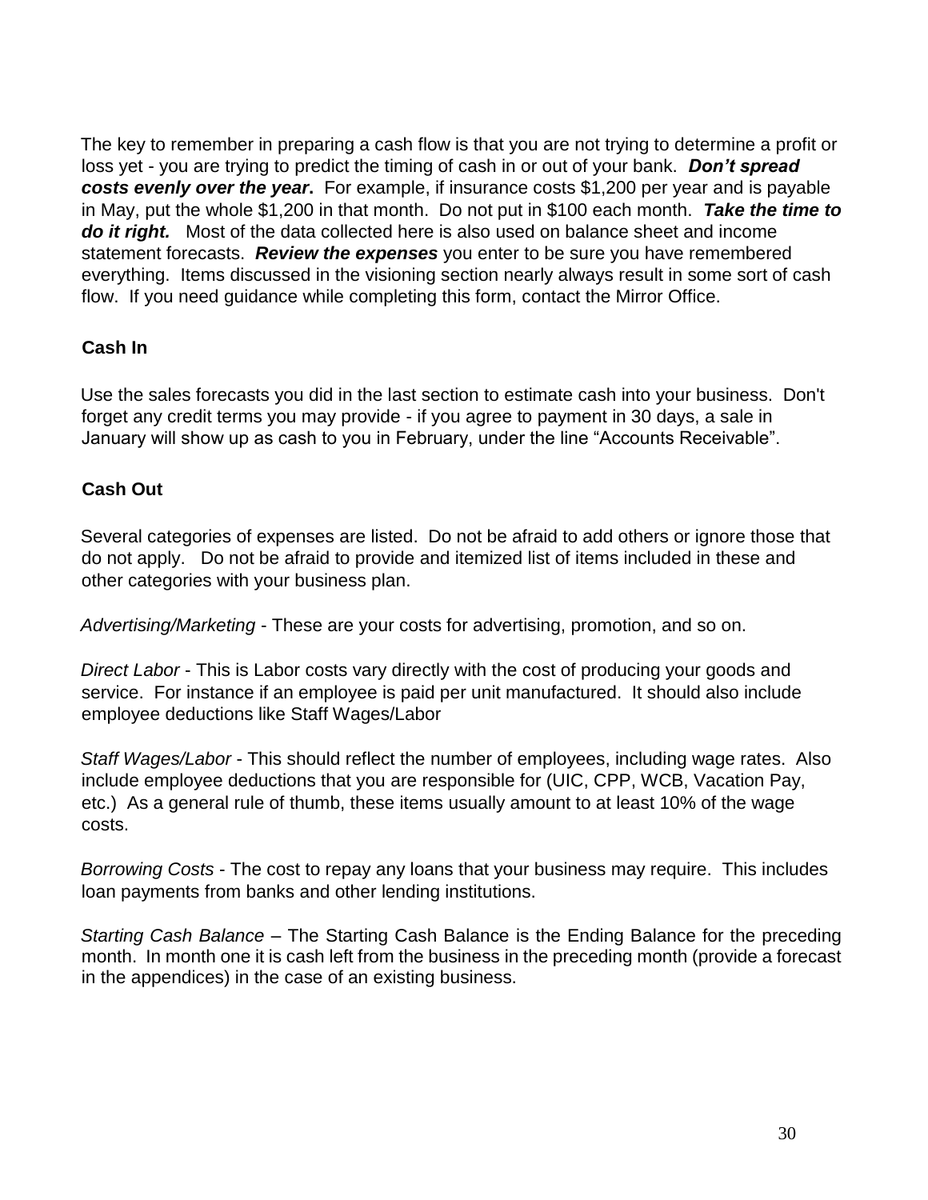The key to remember in preparing a cash flow is that you are not trying to determine a profit or loss yet - you are trying to predict the timing of cash in or out of your bank. ***Don't spread costs evenly over the year***. For example, if insurance costs $1,200 per year and is payable in May, put the whole $1,200 in that month. Do not put in $100 each month. ***Take the time to do it right.*** Most of the data collected here is also used on balance sheet and income statement forecasts. ***Review the expenses*** you enter to be sure you have remembered everything. Items discussed in the visioning section nearly always result in some sort of cash flow. If you need guidance while completing this form, contact the Mirror Office.

**Cash In**

Use the sales forecasts you did in the last section to estimate cash into your business. Don't forget any credit terms you may provide - if you agree to payment in 30 days, a sale in January will show up as cash to you in February, under the line "Accounts Receivable".

**Cash Out**

Several categories of expenses are listed. Do not be afraid to add others or ignore those that do not apply. Do not be afraid to provide and itemized list of items included in these and other categories with your business plan.

*Advertising/Marketing* - These are your costs for advertising, promotion, and so on.

*Direct Labor* - This is Labor costs vary directly with the cost of producing your goods and service. For instance if an employee is paid per unit manufactured. It should also include employee deductions like Staff Wages/Labor

*Staff Wages/Labor* - This should reflect the number of employees, including wage rates. Also include employee deductions that you are responsible for (UIC, CPP, WCB, Vacation Pay, etc.) As a general rule of thumb, these items usually amount to at least 10% of the wage costs.

*Borrowing Costs* - The cost to repay any loans that your business may require. This includes loan payments from banks and other lending institutions.

*Starting Cash Balance* – The Starting Cash Balance is the Ending Balance for the preceding month. In month one it is cash left from the business in the preceding month (provide a forecast in the appendices) in the case of an existing business.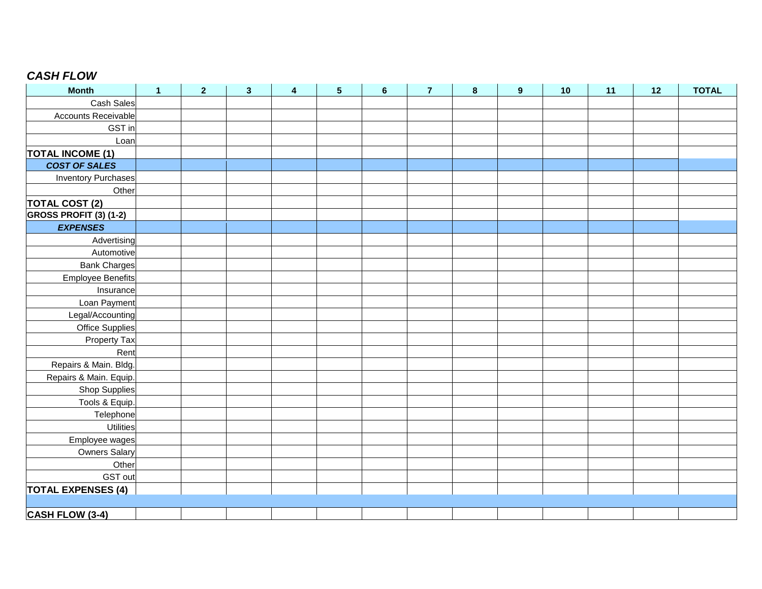## *CASH FLOW*

| Month | 1 | 2 | 3 | 4 | 5 | 6 | 7 | 8 | 9 | 10 | 11 | 12 | TOTAL |
|---|---|---|---|---|---|---|---|---|---|---|---|---|---|
| Cash Sales | | | | | | | | | | | | | |
| Accounts Receivable | | | | | | | | | | | | | |
| GST in | | | | | | | | | | | | | |
| Loan | | | | | | | | | | | | | |
| **TOTAL INCOME (1)** | | | | | | | | | | | | | |
| ***COST OF SALES*** | | | | | | | | | | | | | |
| Inventory Purchases | | | | | | | | | | | | | |
| Other | | | | | | | | | | | | | |
| **TOTAL COST (2)** | | | | | | | | | | | | | |
| **GROSS PROFIT (3) (1-2)** | | | | | | | | | | | | | |
| ***EXPENSES*** | | | | | | | | | | | | | |
| Advertising | | | | | | | | | | | | | |
| Automotive | | | | | | | | | | | | | |
| Bank Charges | | | | | | | | | | | | | |
| Employee Benefits | | | | | | | | | | | | | |
| Insurance | | | | | | | | | | | | | |
| Loan Payment | | | | | | | | | | | | | |
| Legal/Accounting | | | | | | | | | | | | | |
| Office Supplies | | | | | | | | | | | | | |
| Property Tax | | | | | | | | | | | | | |
| Rent | | | | | | | | | | | | | |
| Repairs & Main. Bldg. | | | | | | | | | | | | | |
| Repairs & Main. Equip. | | | | | | | | | | | | | |
| Shop Supplies | | | | | | | | | | | | | |
| Tools & Equip. | | | | | | | | | | | | | |
| Telephone | | | | | | | | | | | | | |
| Utilities | | | | | | | | | | | | | |
| Employee wages | | | | | | | | | | | | | |
| Owners Salary | | | | | | | | | | | | | |
| Other | | | | | | | | | | | | | |
| GST out | | | | | | | | | | | | | |
| **TOTAL EXPENSES (4)** | | | | | | | | | | | | | |
| | | | | | | | | | | | | | |
| **CASH FLOW (3-4)** | | | | | | | | | | | | | |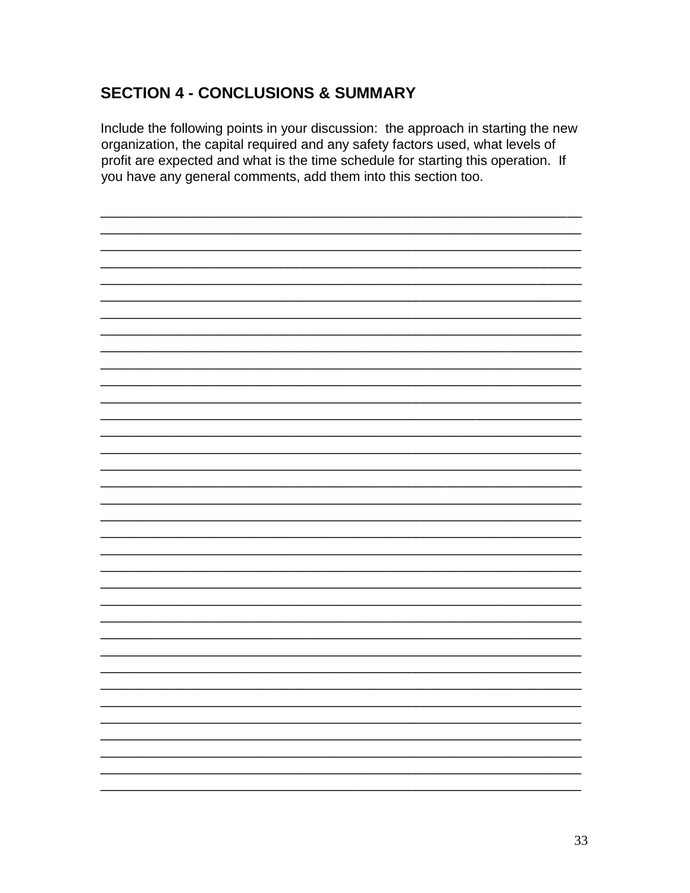## SECTION 4 - CONCLUSIONS & SUMMARY

Include the following points in your discussion: the approach in starting the new organization, the capital required and any safety factors used, what levels of profit are expected and what is the time schedule for starting this operation. If you have any general comments, add them into this section too.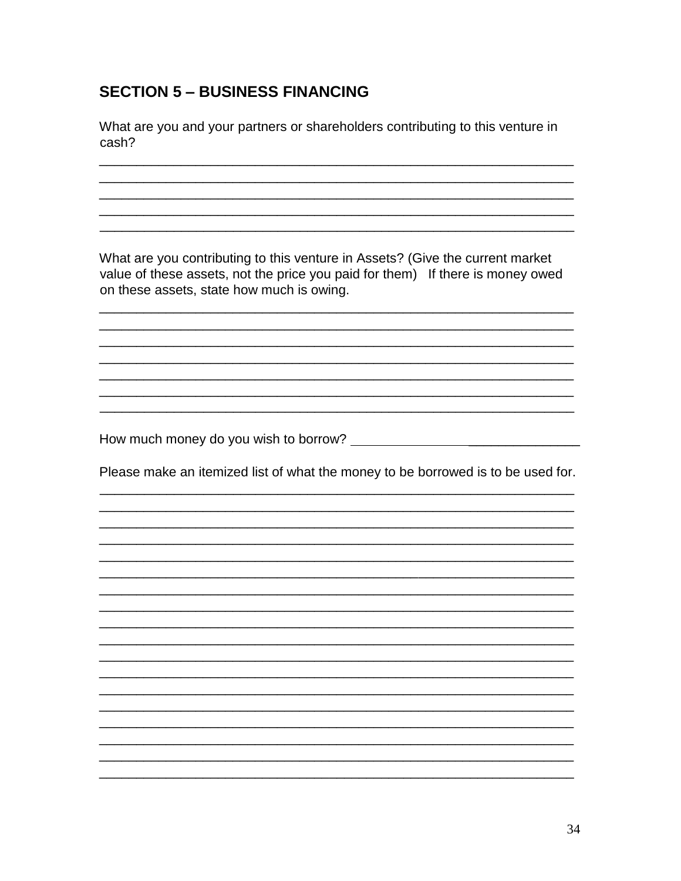## SECTION 5 – BUSINESS FINANCING

What are you and your partners or shareholders contributing to this venture in cash?

_______________________________________________________________
_______________________________________________________________
_______________________________________________________________
_______________________________________________________________
_______________________________________________________________

What are you contributing to this venture in Assets? (Give the current market value of these assets, not the price you paid for them) If there is money owed on these assets, state how much is owing.

_______________________________________________________________
_______________________________________________________________
_______________________________________________________________
_______________________________________________________________
_______________________________________________________________
_______________________________________________________________
_______________________________________________________________

How much money do you wish to borrow? ______________________________

Please make an itemized list of what the money to be borrowed is to be used for.

_______________________________________________________________
_______________________________________________________________
_______________________________________________________________
_______________________________________________________________
_______________________________________________________________
_______________________________________________________________
_______________________________________________________________
_______________________________________________________________
_______________________________________________________________
_______________________________________________________________
_______________________________________________________________
_______________________________________________________________
_______________________________________________________________
_______________________________________________________________
_______________________________________________________________
_______________________________________________________________
_______________________________________________________________
_______________________________________________________________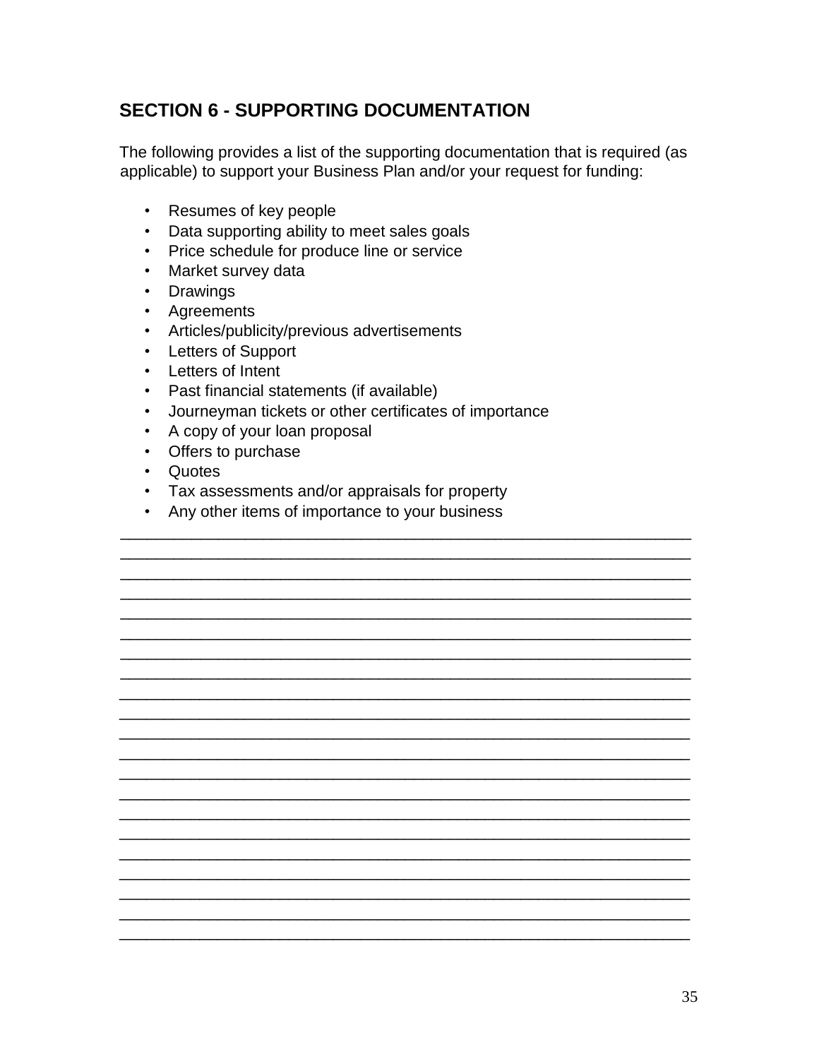## SECTION 6 - SUPPORTING DOCUMENTATION

The following provides a list of the supporting documentation that is required (as applicable) to support your Business Plan and/or your request for funding:

- Resumes of key people
- Data supporting ability to meet sales goals
- Price schedule for produce line or service
- Market survey data
- Drawings
- Agreements
- Articles/publicity/previous advertisements
- Letters of Support
- Letters of Intent
- Past financial statements (if available)
- Journeyman tickets or other certificates of importance
- A copy of your loan proposal
- Offers to purchase
- Quotes
- Tax assessments and/or appraisals for property
- Any other items of importance to your business

______________________________________________________________________
______________________________________________________________________
______________________________________________________________________
______________________________________________________________________
______________________________________________________________________
______________________________________________________________________
______________________________________________________________________
______________________________________________________________________
______________________________________________________________________
______________________________________________________________________
______________________________________________________________________
______________________________________________________________________
______________________________________________________________________
______________________________________________________________________
______________________________________________________________________
______________________________________________________________________
______________________________________________________________________
______________________________________________________________________
______________________________________________________________________
______________________________________________________________________
______________________________________________________________________
______________________________________________________________________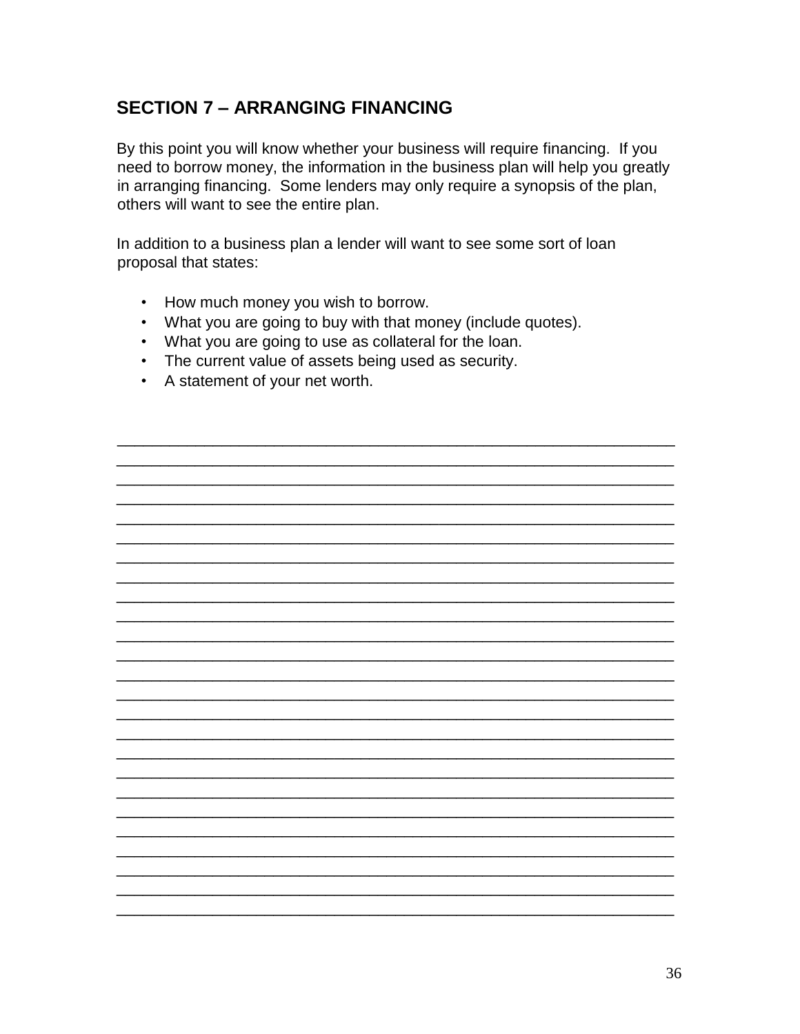## SECTION 7 – ARRANGING FINANCING

By this point you will know whether your business will require financing. If you need to borrow money, the information in the business plan will help you greatly in arranging financing. Some lenders may only require a synopsis of the plan, others will want to see the entire plan.

In addition to a business plan a lender will want to see some sort of loan proposal that states:

- How much money you wish to borrow.
- What you are going to buy with that money (include quotes).
- What you are going to use as collateral for the loan.
- The current value of assets being used as security.
- A statement of your net worth.

_______________________________________________________________
_______________________________________________________________
_______________________________________________________________
_______________________________________________________________
_______________________________________________________________
_______________________________________________________________
_______________________________________________________________
_______________________________________________________________
_______________________________________________________________
_______________________________________________________________
_______________________________________________________________
_______________________________________________________________
_______________________________________________________________
_______________________________________________________________
_______________________________________________________________
_______________________________________________________________
_______________________________________________________________
_______________________________________________________________
_______________________________________________________________
_______________________________________________________________
_______________________________________________________________
_______________________________________________________________
_______________________________________________________________
_______________________________________________________________
_______________________________________________________________